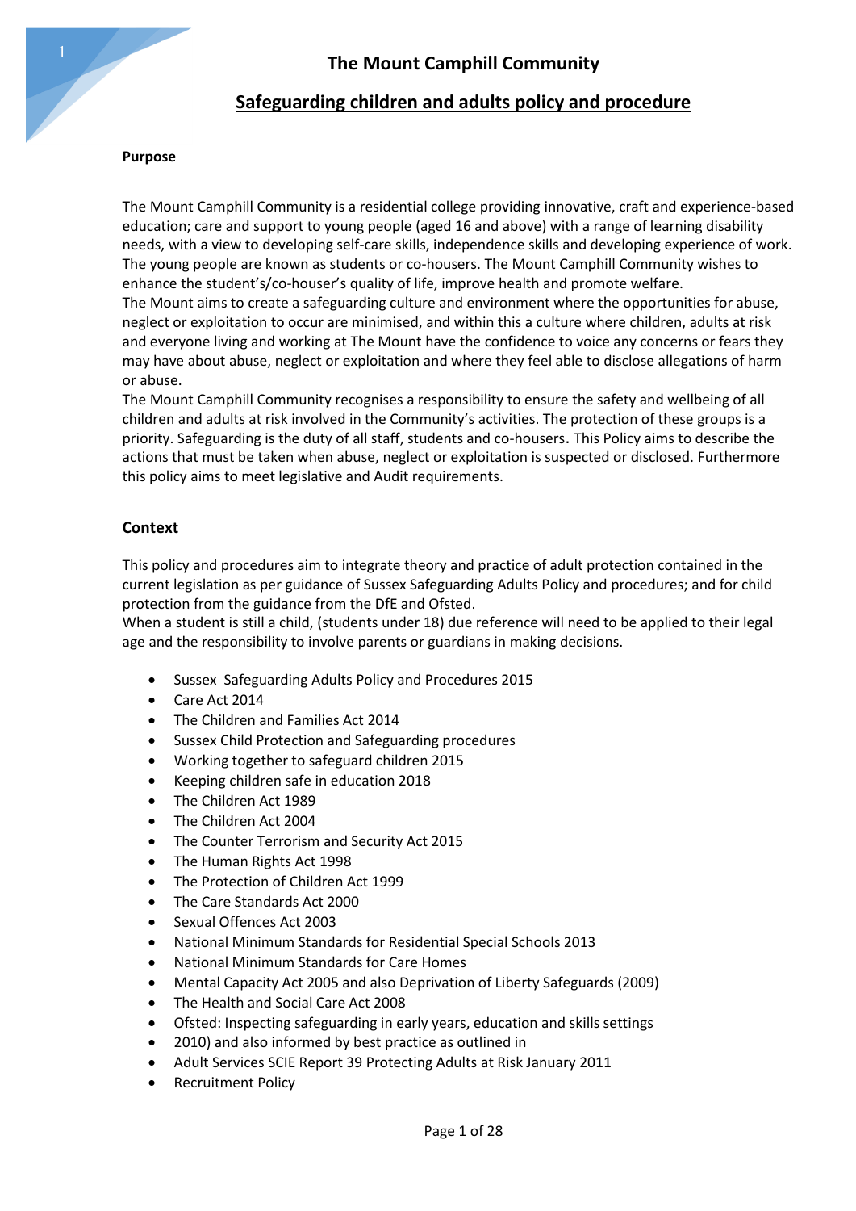# The Mount Camphill Community

## Safeguarding children and adults policy and procedure

**Purpose**

The Mount Camphill Community is a residential college providing innovative, craft and experience-based education; care and support to young people (aged 16 and above) with a range of learning disability needs, with a view to developing self-care skills, independence skills and developing experience of work. The young people are known as students or co-housers. The Mount Camphill Community wishes to enhance the student's/co-houser's quality of life, improve health and promote welfare.
The Mount aims to create a safeguarding culture and environment where the opportunities for abuse, neglect or exploitation to occur are minimised, and within this a culture where children, adults at risk and everyone living and working at The Mount have the confidence to voice any concerns or fears they may have about abuse, neglect or exploitation and where they feel able to disclose allegations of harm or abuse.
The Mount Camphill Community recognises a responsibility to ensure the safety and wellbeing of all children and adults at risk involved in the Community's activities. The protection of these groups is a priority. Safeguarding is the duty of all staff, students and co-housers. This Policy aims to describe the actions that must be taken when abuse, neglect or exploitation is suspected or disclosed. Furthermore this policy aims to meet legislative and Audit requirements.

### Context

This policy and procedures aim to integrate theory and practice of adult protection contained in the current legislation as per guidance of Sussex Safeguarding Adults Policy and procedures; and for child protection from the guidance from the DfE and Ofsted.
When a student is still a child, (students under 18) due reference will need to be applied to their legal age and the responsibility to involve parents or guardians in making decisions.

- Sussex Safeguarding Adults Policy and Procedures 2015
- Care Act 2014
- The Children and Families Act 2014
- Sussex Child Protection and Safeguarding procedures
- Working together to safeguard children 2015
- Keeping children safe in education 2018
- The Children Act 1989
- The Children Act 2004
- The Counter Terrorism and Security Act 2015
- The Human Rights Act 1998
- The Protection of Children Act 1999
- The Care Standards Act 2000
- Sexual Offences Act 2003
- National Minimum Standards for Residential Special Schools 2013
- National Minimum Standards for Care Homes
- Mental Capacity Act 2005 and also Deprivation of Liberty Safeguards (2009)
- The Health and Social Care Act 2008
- Ofsted: Inspecting safeguarding in early years, education and skills settings
- 2010) and also informed by best practice as outlined in
- Adult Services SCIE Report 39 Protecting Adults at Risk January 2011
- Recruitment Policy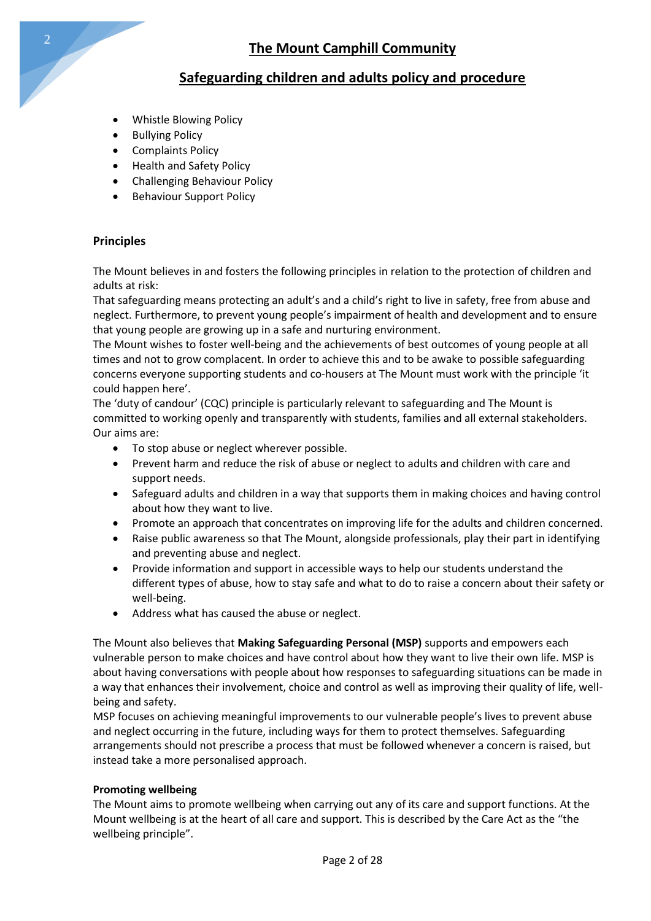- Whistle Blowing Policy
- Bullying Policy
- Complaints Policy
- Health and Safety Policy
- Challenging Behaviour Policy
- Behaviour Support Policy

**Principles**

The Mount believes in and fosters the following principles in relation to the protection of children and adults at risk:

That safeguarding means protecting an adult's and a child's right to live in safety, free from abuse and neglect. Furthermore, to prevent young people's impairment of health and development and to ensure that young people are growing up in a safe and nurturing environment.

The Mount wishes to foster well-being and the achievements of best outcomes of young people at all times and not to grow complacent. In order to achieve this and to be awake to possible safeguarding concerns everyone supporting students and co-housers at The Mount must work with the principle 'it could happen here'.

The 'duty of candour' (CQC) principle is particularly relevant to safeguarding and The Mount is committed to working openly and transparently with students, families and all external stakeholders.

Our aims are:

- To stop abuse or neglect wherever possible.
- Prevent harm and reduce the risk of abuse or neglect to adults and children with care and support needs.
- Safeguard adults and children in a way that supports them in making choices and having control about how they want to live.
- Promote an approach that concentrates on improving life for the adults and children concerned.
- Raise public awareness so that The Mount, alongside professionals, play their part in identifying and preventing abuse and neglect.
- Provide information and support in accessible ways to help our students understand the different types of abuse, how to stay safe and what to do to raise a concern about their safety or well-being.
- Address what has caused the abuse or neglect.

The Mount also believes that **Making Safeguarding Personal (MSP)** supports and empowers each vulnerable person to make choices and have control about how they want to live their own life. MSP is about having conversations with people about how responses to safeguarding situations can be made in a way that enhances their involvement, choice and control as well as improving their quality of life, well-being and safety.

MSP focuses on achieving meaningful improvements to our vulnerable people's lives to prevent abuse and neglect occurring in the future, including ways for them to protect themselves. Safeguarding arrangements should not prescribe a process that must be followed whenever a concern is raised, but instead take a more personalised approach.

**Promoting wellbeing**

The Mount aims to promote wellbeing when carrying out any of its care and support functions. At the Mount wellbeing is at the heart of all care and support. This is described by the Care Act as the "the wellbeing principle".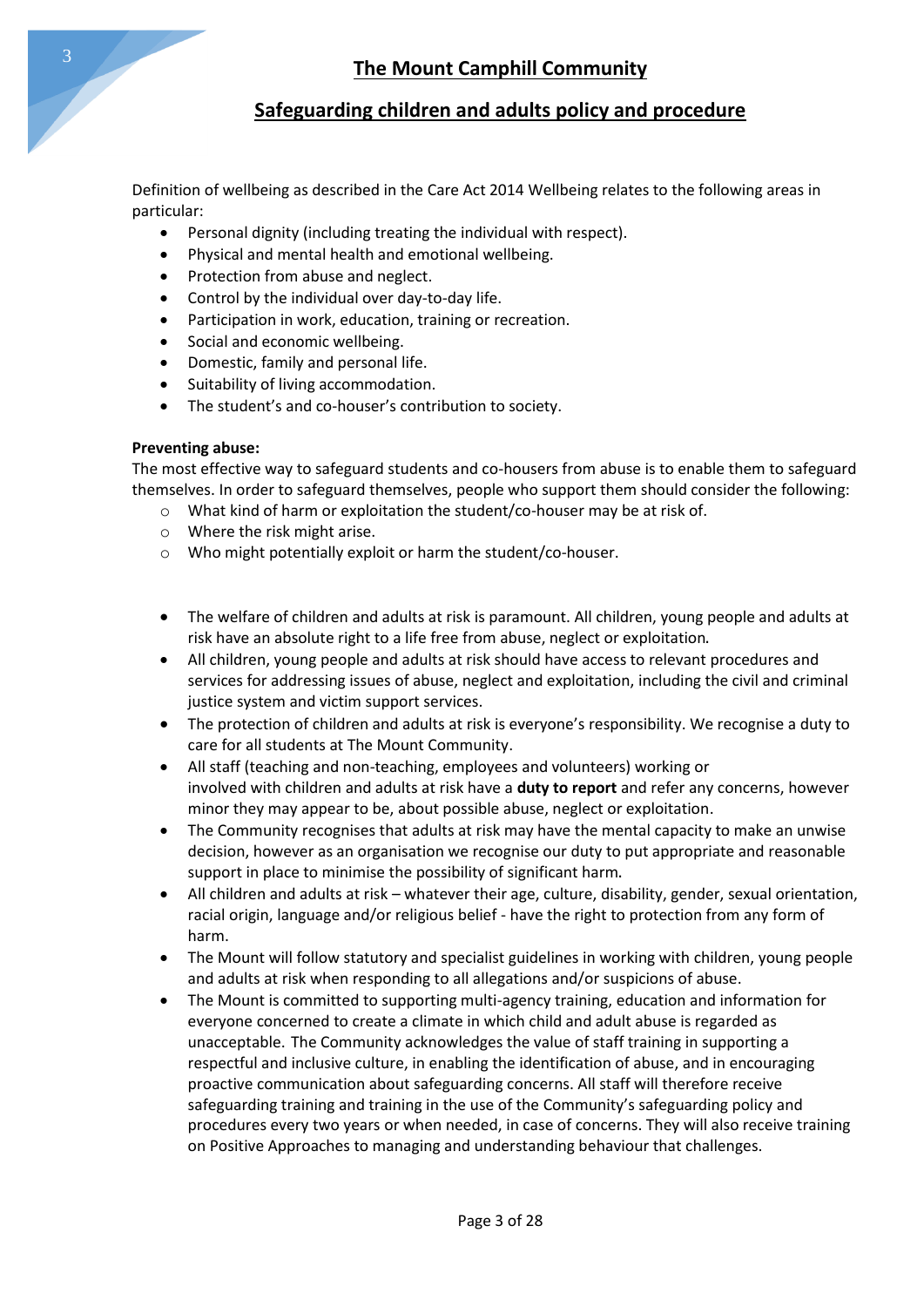Definition of wellbeing as described in the Care Act 2014 Wellbeing relates to the following areas in particular:

- Personal dignity (including treating the individual with respect).
- Physical and mental health and emotional wellbeing.
- Protection from abuse and neglect.
- Control by the individual over day-to-day life.
- Participation in work, education, training or recreation.
- Social and economic wellbeing.
- Domestic, family and personal life.
- Suitability of living accommodation.
- The student's and co-houser's contribution to society.

**Preventing abuse:**

The most effective way to safeguard students and co-housers from abuse is to enable them to safeguard themselves. In order to safeguard themselves, people who support them should consider the following:

- What kind of harm or exploitation the student/co-houser may be at risk of.
- Where the risk might arise.
- Who might potentially exploit or harm the student/co-houser.

- The welfare of children and adults at risk is paramount. All children, young people and adults at risk have an absolute right to a life free from abuse, neglect or exploitation.
- All children, young people and adults at risk should have access to relevant procedures and services for addressing issues of abuse, neglect and exploitation, including the civil and criminal justice system and victim support services.
- The protection of children and adults at risk is everyone's responsibility. We recognise a duty to care for all students at The Mount Community.
- All staff (teaching and non-teaching, employees and volunteers) working or involved with children and adults at risk have a **duty to report** and refer any concerns, however minor they may appear to be, about possible abuse, neglect or exploitation.
- The Community recognises that adults at risk may have the mental capacity to make an unwise decision, however as an organisation we recognise our duty to put appropriate and reasonable support in place to minimise the possibility of significant harm.
- All children and adults at risk – whatever their age, culture, disability, gender, sexual orientation, racial origin, language and/or religious belief - have the right to protection from any form of harm.
- The Mount will follow statutory and specialist guidelines in working with children, young people and adults at risk when responding to all allegations and/or suspicions of abuse.
- The Mount is committed to supporting multi-agency training, education and information for everyone concerned to create a climate in which child and adult abuse is regarded as unacceptable. The Community acknowledges the value of staff training in supporting a respectful and inclusive culture, in enabling the identification of abuse, and in encouraging proactive communication about safeguarding concerns. All staff will therefore receive safeguarding training and training in the use of the Community's safeguarding policy and procedures every two years or when needed, in case of concerns. They will also receive training on Positive Approaches to managing and understanding behaviour that challenges.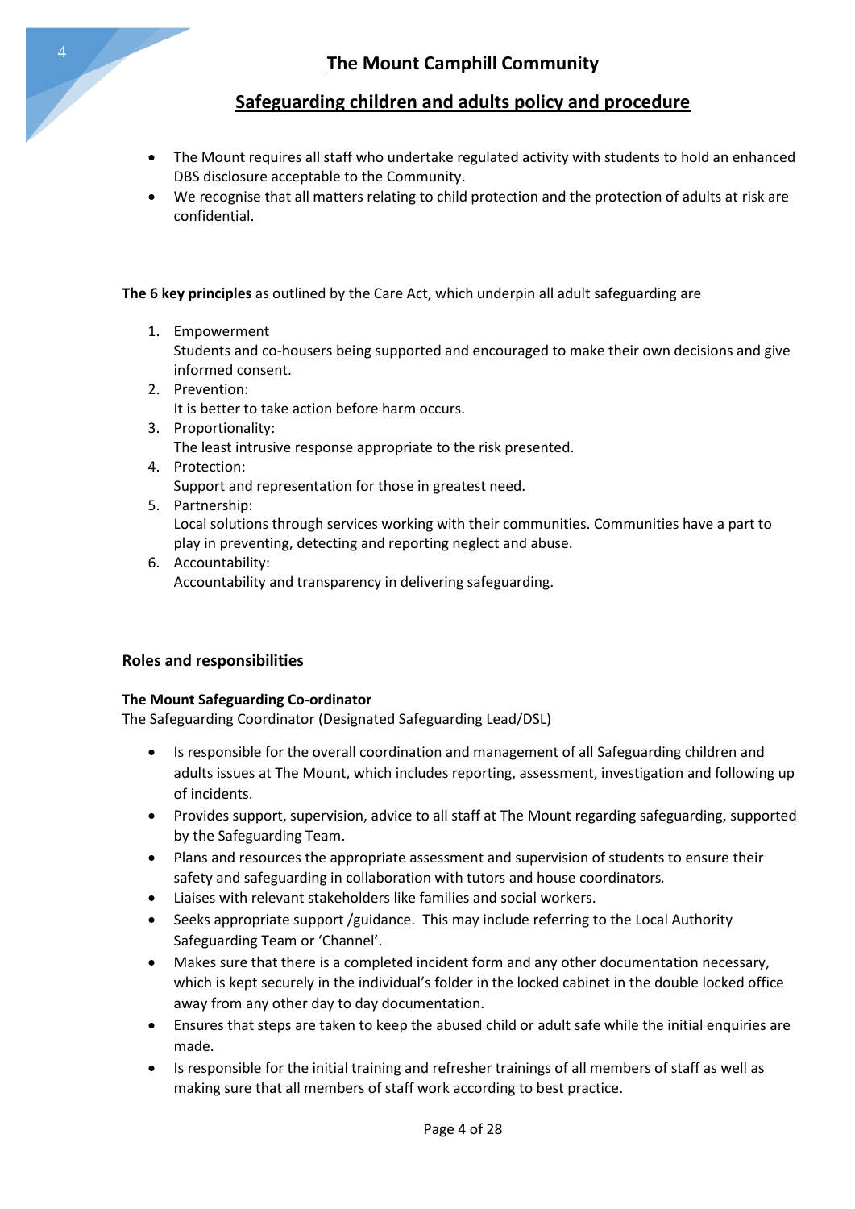- The Mount requires all staff who undertake regulated activity with students to hold an enhanced DBS disclosure acceptable to the Community.
- We recognise that all matters relating to child protection and the protection of adults at risk are confidential.

**The 6 key principles** as outlined by the Care Act, which underpin all adult safeguarding are

1. Empowerment
   Students and co-housers being supported and encouraged to make their own decisions and give informed consent.
2. Prevention:
   It is better to take action before harm occurs.
3. Proportionality:
   The least intrusive response appropriate to the risk presented.
4. Protection:
   Support and representation for those in greatest need.
5. Partnership:
   Local solutions through services working with their communities. Communities have a part to play in preventing, detecting and reporting neglect and abuse.
6. Accountability:
   Accountability and transparency in delivering safeguarding.

### Roles and responsibilities

**The Mount Safeguarding Co-ordinator**

The Safeguarding Coordinator (Designated Safeguarding Lead/DSL)

- Is responsible for the overall coordination and management of all Safeguarding children and adults issues at The Mount, which includes reporting, assessment, investigation and following up of incidents.
- Provides support, supervision, advice to all staff at The Mount regarding safeguarding, supported by the Safeguarding Team.
- Plans and resources the appropriate assessment and supervision of students to ensure their safety and safeguarding in collaboration with tutors and house coordinators.
- Liaises with relevant stakeholders like families and social workers.
- Seeks appropriate support /guidance. This may include referring to the Local Authority Safeguarding Team or 'Channel'.
- Makes sure that there is a completed incident form and any other documentation necessary, which is kept securely in the individual's folder in the locked cabinet in the double locked office away from any other day to day documentation.
- Ensures that steps are taken to keep the abused child or adult safe while the initial enquiries are made.
- Is responsible for the initial training and refresher trainings of all members of staff as well as making sure that all members of staff work according to best practice.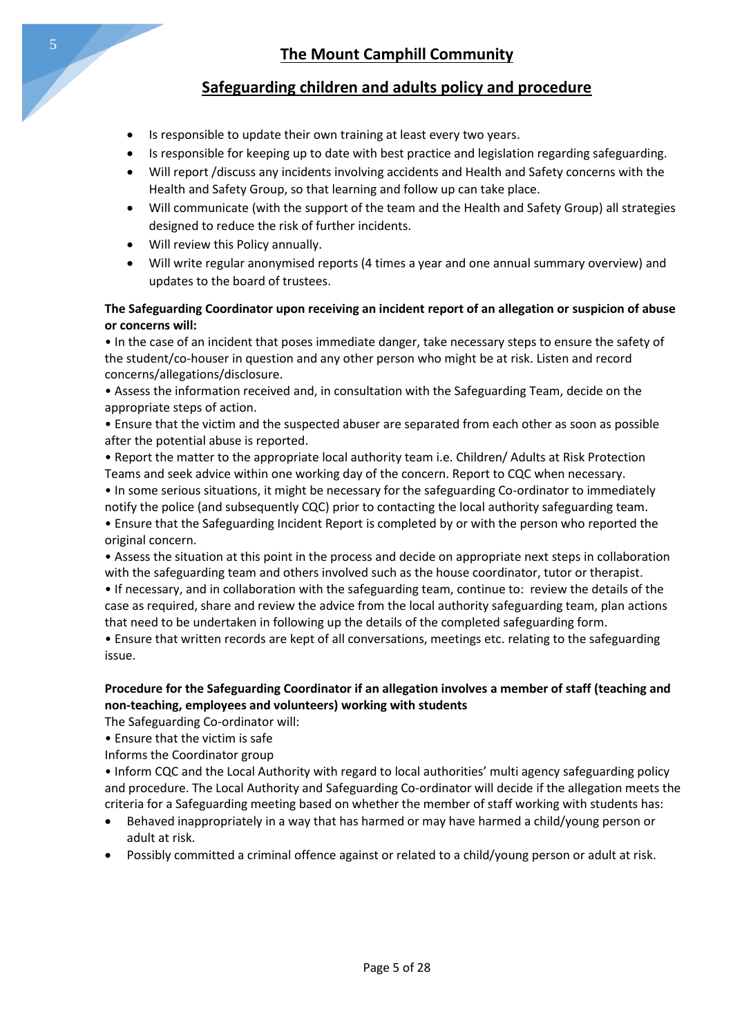- Is responsible to update their own training at least every two years.
- Is responsible for keeping up to date with best practice and legislation regarding safeguarding.
- Will report /discuss any incidents involving accidents and Health and Safety concerns with the Health and Safety Group, so that learning and follow up can take place.
- Will communicate (with the support of the team and the Health and Safety Group) all strategies designed to reduce the risk of further incidents.
- Will review this Policy annually.
- Will write regular anonymised reports (4 times a year and one annual summary overview) and updates to the board of trustees.

**The Safeguarding Coordinator upon receiving an incident report of an allegation or suspicion of abuse or concerns will:**

• In the case of an incident that poses immediate danger, take necessary steps to ensure the safety of the student/co-houser in question and any other person who might be at risk. Listen and record concerns/allegations/disclosure.

• Assess the information received and, in consultation with the Safeguarding Team, decide on the appropriate steps of action.

• Ensure that the victim and the suspected abuser are separated from each other as soon as possible after the potential abuse is reported.

• Report the matter to the appropriate local authority team i.e. Children/ Adults at Risk Protection Teams and seek advice within one working day of the concern. Report to CQC when necessary.

• In some serious situations, it might be necessary for the safeguarding Co-ordinator to immediately notify the police (and subsequently CQC) prior to contacting the local authority safeguarding team.

• Ensure that the Safeguarding Incident Report is completed by or with the person who reported the original concern.

• Assess the situation at this point in the process and decide on appropriate next steps in collaboration with the safeguarding team and others involved such as the house coordinator, tutor or therapist.

• If necessary, and in collaboration with the safeguarding team, continue to: review the details of the case as required, share and review the advice from the local authority safeguarding team, plan actions that need to be undertaken in following up the details of the completed safeguarding form.

• Ensure that written records are kept of all conversations, meetings etc. relating to the safeguarding issue.

**Procedure for the Safeguarding Coordinator if an allegation involves a member of staff (teaching and non-teaching, employees and volunteers) working with students**

The Safeguarding Co-ordinator will:

• Ensure that the victim is safe

Informs the Coordinator group

• Inform CQC and the Local Authority with regard to local authorities' multi agency safeguarding policy and procedure. The Local Authority and Safeguarding Co-ordinator will decide if the allegation meets the criteria for a Safeguarding meeting based on whether the member of staff working with students has:

- Behaved inappropriately in a way that has harmed or may have harmed a child/young person or adult at risk.
- Possibly committed a criminal offence against or related to a child/young person or adult at risk.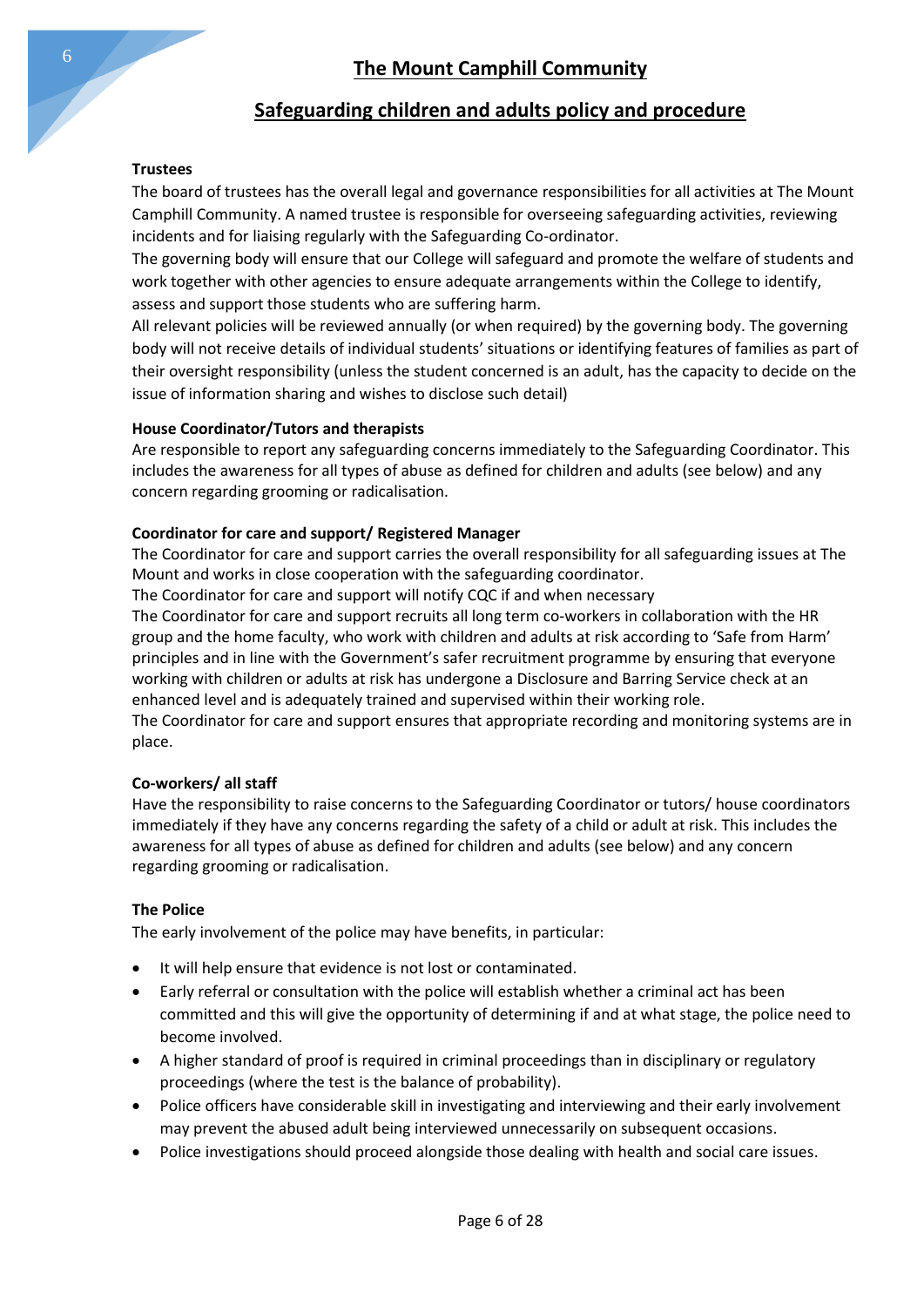**Trustees**

The board of trustees has the overall legal and governance responsibilities for all activities at The Mount Camphill Community. A named trustee is responsible for overseeing safeguarding activities, reviewing incidents and for liaising regularly with the Safeguarding Co-ordinator.

The governing body will ensure that our College will safeguard and promote the welfare of students and work together with other agencies to ensure adequate arrangements within the College to identify, assess and support those students who are suffering harm.

All relevant policies will be reviewed annually (or when required) by the governing body. The governing body will not receive details of individual students' situations or identifying features of families as part of their oversight responsibility (unless the student concerned is an adult, has the capacity to decide on the issue of information sharing and wishes to disclose such detail)

**House Coordinator/Tutors and therapists**

Are responsible to report any safeguarding concerns immediately to the Safeguarding Coordinator. This includes the awareness for all types of abuse as defined for children and adults (see below) and any concern regarding grooming or radicalisation.

**Coordinator for care and support/ Registered Manager**

The Coordinator for care and support carries the overall responsibility for all safeguarding issues at The Mount and works in close cooperation with the safeguarding coordinator.

The Coordinator for care and support will notify CQC if and when necessary

The Coordinator for care and support recruits all long term co-workers in collaboration with the HR group and the home faculty, who work with children and adults at risk according to 'Safe from Harm' principles and in line with the Government's safer recruitment programme by ensuring that everyone working with children or adults at risk has undergone a Disclosure and Barring Service check at an enhanced level and is adequately trained and supervised within their working role.

The Coordinator for care and support ensures that appropriate recording and monitoring systems are in place.

**Co-workers/ all staff**

Have the responsibility to raise concerns to the Safeguarding Coordinator or tutors/ house coordinators immediately if they have any concerns regarding the safety of a child or adult at risk. This includes the awareness for all types of abuse as defined for children and adults (see below) and any concern regarding grooming or radicalisation.

**The Police**

The early involvement of the police may have benefits, in particular:

- It will help ensure that evidence is not lost or contaminated.
- Early referral or consultation with the police will establish whether a criminal act has been committed and this will give the opportunity of determining if and at what stage, the police need to become involved.
- A higher standard of proof is required in criminal proceedings than in disciplinary or regulatory proceedings (where the test is the balance of probability).
- Police officers have considerable skill in investigating and interviewing and their early involvement may prevent the abused adult being interviewed unnecessarily on subsequent occasions.
- Police investigations should proceed alongside those dealing with health and social care issues.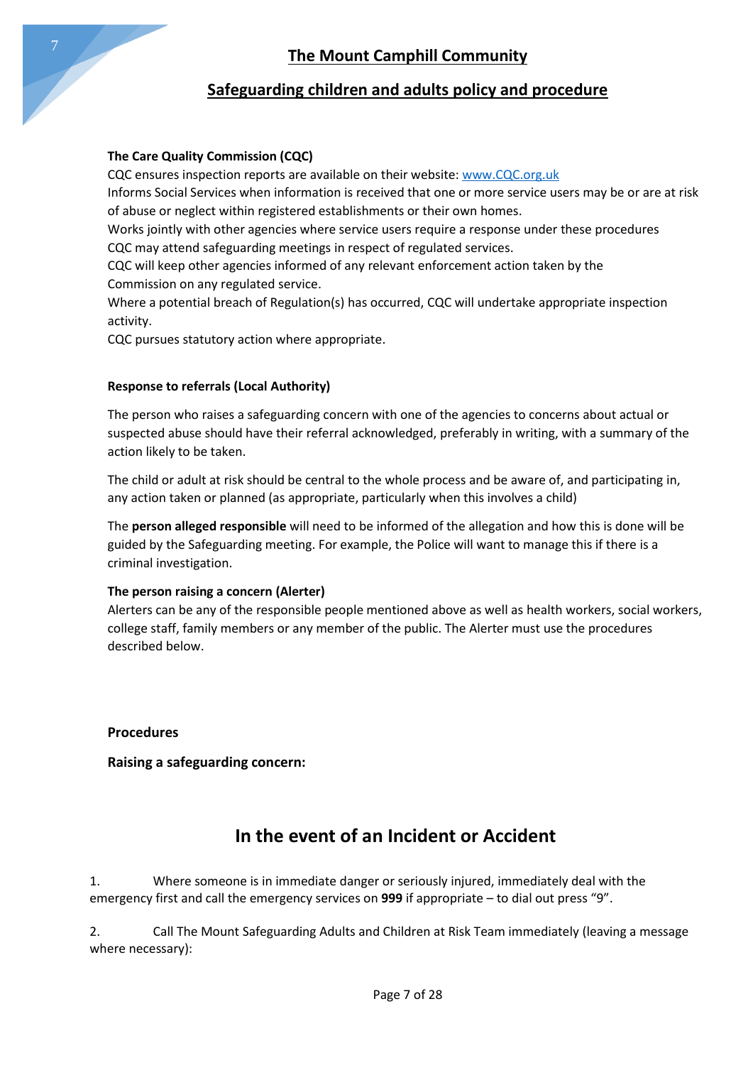**The Care Quality Commission (CQC)**

CQC ensures inspection reports are available on their website: [www.CQC.org.uk](http://www.CQC.org.uk)
Informs Social Services when information is received that one or more service users may be or are at risk of abuse or neglect within registered establishments or their own homes.
Works jointly with other agencies where service users require a response under these procedures
CQC may attend safeguarding meetings in respect of regulated services.
CQC will keep other agencies informed of any relevant enforcement action taken by the Commission on any regulated service.
Where a potential breach of Regulation(s) has occurred, CQC will undertake appropriate inspection activity.
CQC pursues statutory action where appropriate.

**Response to referrals (Local Authority)**

The person who raises a safeguarding concern with one of the agencies to concerns about actual or suspected abuse should have their referral acknowledged, preferably in writing, with a summary of the action likely to be taken.

The child or adult at risk should be central to the whole process and be aware of, and participating in, any action taken or planned (as appropriate, particularly when this involves a child)

The **person alleged responsible** will need to be informed of the allegation and how this is done will be guided by the Safeguarding meeting. For example, the Police will want to manage this if there is a criminal investigation.

**The person raising a concern (Alerter)**

Alerters can be any of the responsible people mentioned above as well as health workers, social workers, college staff, family members or any member of the public. The Alerter must use the procedures described below.

**Procedures**

**Raising a safeguarding concern:**

## In the event of an Incident or Accident

1. Where someone is in immediate danger or seriously injured, immediately deal with the emergency first and call the emergency services on **999** if appropriate – to dial out press "9".

2. Call The Mount Safeguarding Adults and Children at Risk Team immediately (leaving a message where necessary):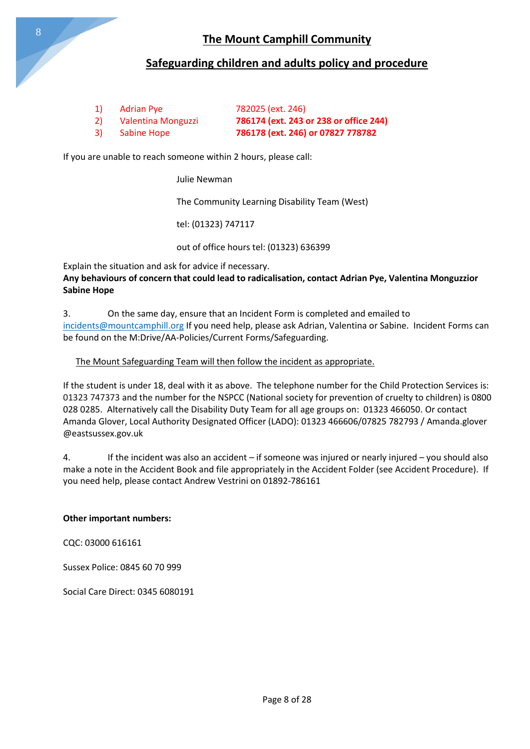# The Mount Camphill Community

## Safeguarding children and adults policy and procedure

1) Adrian Pye 782025 (ext. 246)
2) Valentina Monguzzi **786174 (ext. 243 or 238 or office 244)**
3) Sabine Hope **786178 (ext. 246) or 07827 778782**

If you are unable to reach someone within 2 hours, please call:

Julie Newman

The Community Learning Disability Team (West)

tel: (01323) 747117

out of office hours tel: (01323) 636399

Explain the situation and ask for advice if necessary.
**Any behaviours of concern that could lead to radicalisation, contact Adrian Pye, Valentina Monguzzior Sabine Hope**

3. On the same day, ensure that an Incident Form is completed and emailed to incidents@mountcamphill.org If you need help, please ask Adrian, Valentina or Sabine. Incident Forms can be found on the M:Drive/AA-Policies/Current Forms/Safeguarding.

The Mount Safeguarding Team will then follow the incident as appropriate.

If the student is under 18, deal with it as above. The telephone number for the Child Protection Services is: 01323 747373 and the number for the NSPCC (National society for prevention of cruelty to children) is 0800 028 0285. Alternatively call the Disability Duty Team for all age groups on: 01323 466050. Or contact Amanda Glover, Local Authority Designated Officer (LADO): 01323 466606/07825 782793 / Amanda.glover @eastsussex.gov.uk

4. If the incident was also an accident – if someone was injured or nearly injured – you should also make a note in the Accident Book and file appropriately in the Accident Folder (see Accident Procedure). If you need help, please contact Andrew Vestrini on 01892-786161

**Other important numbers:**

CQC: 03000 616161

Sussex Police: 0845 60 70 999

Social Care Direct: 0345 6080191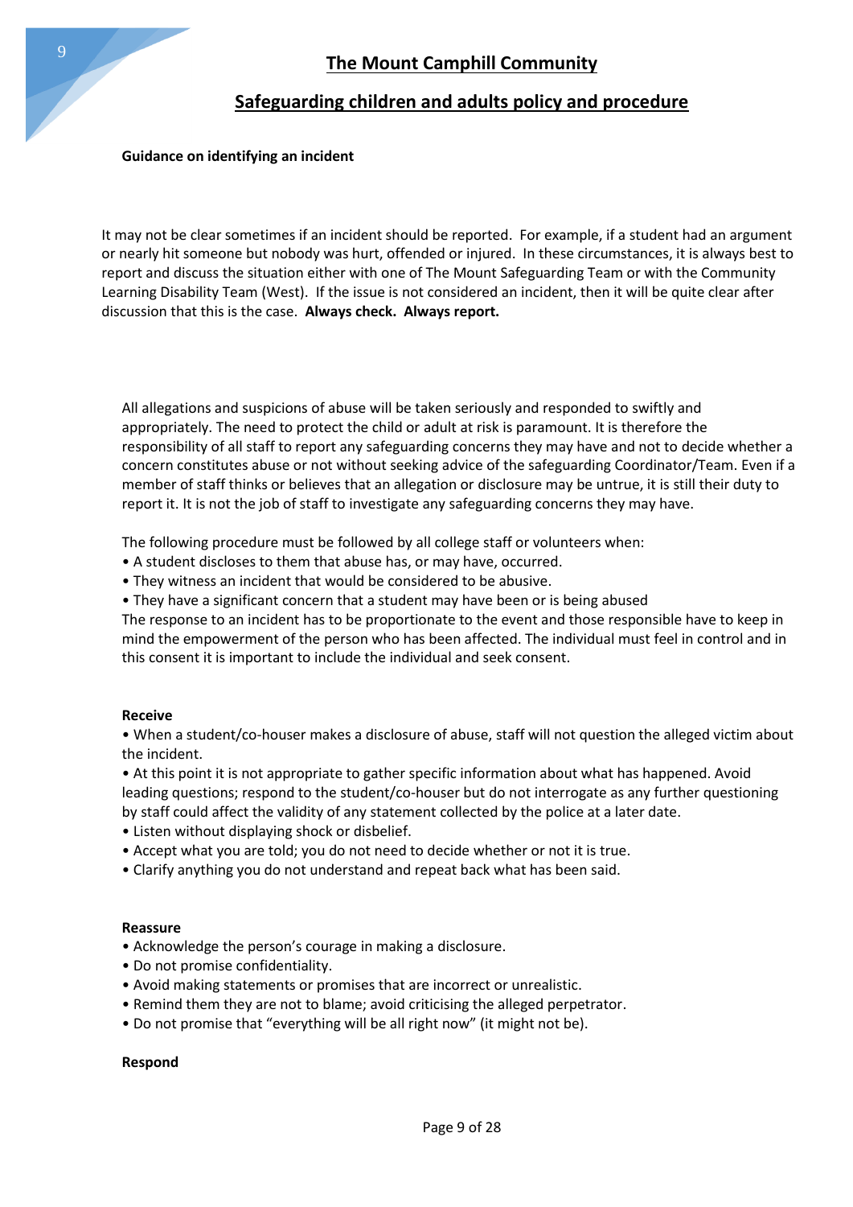**Guidance on identifying an incident**

It may not be clear sometimes if an incident should be reported. For example, if a student had an argument or nearly hit someone but nobody was hurt, offended or injured. In these circumstances, it is always best to report and discuss the situation either with one of The Mount Safeguarding Team or with the Community Learning Disability Team (West). If the issue is not considered an incident, then it will be quite clear after discussion that this is the case. **Always check. Always report.**

All allegations and suspicions of abuse will be taken seriously and responded to swiftly and appropriately. The need to protect the child or adult at risk is paramount. It is therefore the responsibility of all staff to report any safeguarding concerns they may have and not to decide whether a concern constitutes abuse or not without seeking advice of the safeguarding Coordinator/Team. Even if a member of staff thinks or believes that an allegation or disclosure may be untrue, it is still their duty to report it. It is not the job of staff to investigate any safeguarding concerns they may have.

The following procedure must be followed by all college staff or volunteers when:

- A student discloses to them that abuse has, or may have, occurred.
- They witness an incident that would be considered to be abusive.
- They have a significant concern that a student may have been or is being abused

The response to an incident has to be proportionate to the event and those responsible have to keep in mind the empowerment of the person who has been affected. The individual must feel in control and in this consent it is important to include the individual and seek consent.

**Receive**

- When a student/co-houser makes a disclosure of abuse, staff will not question the alleged victim about the incident.
- At this point it is not appropriate to gather specific information about what has happened. Avoid leading questions; respond to the student/co-houser but do not interrogate as any further questioning by staff could affect the validity of any statement collected by the police at a later date.
- Listen without displaying shock or disbelief.
- Accept what you are told; you do not need to decide whether or not it is true.
- Clarify anything you do not understand and repeat back what has been said.

**Reassure**

- Acknowledge the person's courage in making a disclosure.
- Do not promise confidentiality.
- Avoid making statements or promises that are incorrect or unrealistic.
- Remind them they are not to blame; avoid criticising the alleged perpetrator.
- Do not promise that "everything will be all right now" (it might not be).

**Respond**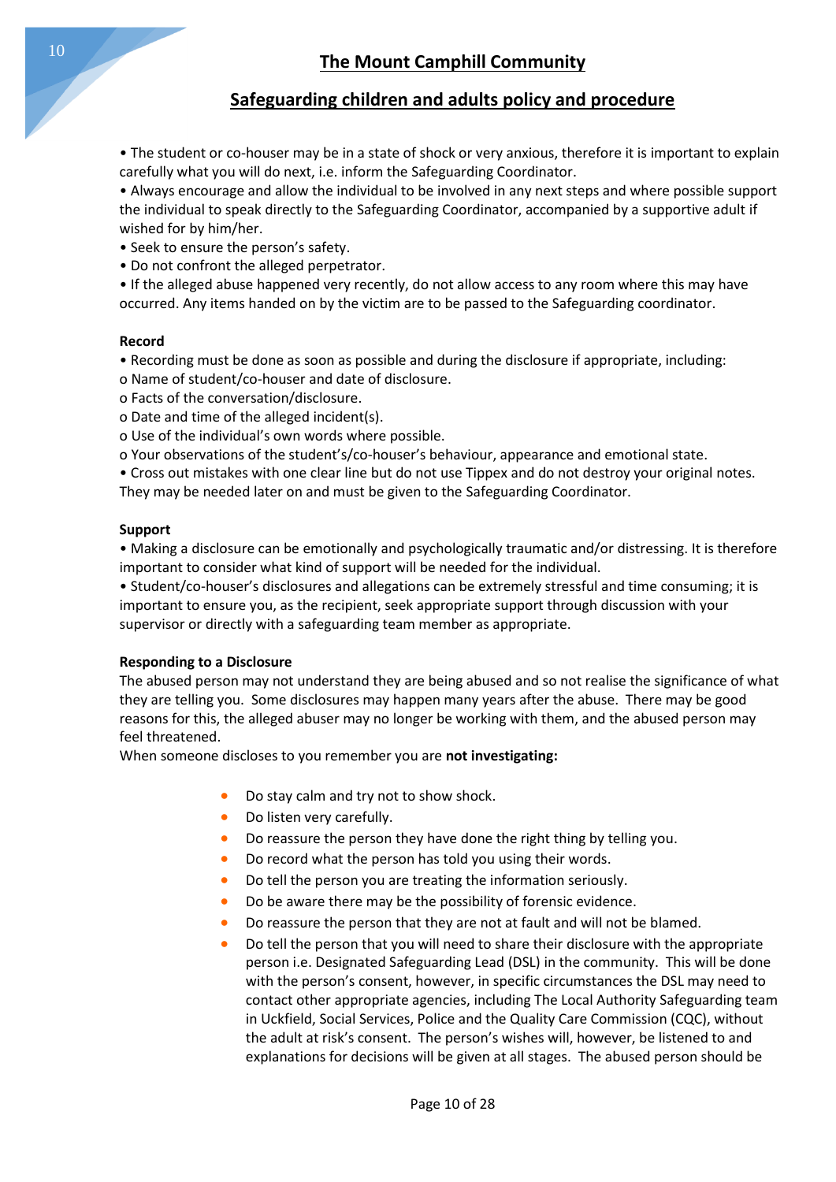• The student or co-houser may be in a state of shock or very anxious, therefore it is important to explain carefully what you will do next, i.e. inform the Safeguarding Coordinator.
• Always encourage and allow the individual to be involved in any next steps and where possible support the individual to speak directly to the Safeguarding Coordinator, accompanied by a supportive adult if wished for by him/her.
• Seek to ensure the person's safety.
• Do not confront the alleged perpetrator.
• If the alleged abuse happened very recently, do not allow access to any room where this may have occurred. Any items handed on by the victim are to be passed to the Safeguarding coordinator.

**Record**

• Recording must be done as soon as possible and during the disclosure if appropriate, including:
o Name of student/co-houser and date of disclosure.
o Facts of the conversation/disclosure.
o Date and time of the alleged incident(s).
o Use of the individual's own words where possible.
o Your observations of the student's/co-houser's behaviour, appearance and emotional state.
• Cross out mistakes with one clear line but do not use Tippex and do not destroy your original notes. They may be needed later on and must be given to the Safeguarding Coordinator.

**Support**

• Making a disclosure can be emotionally and psychologically traumatic and/or distressing. It is therefore important to consider what kind of support will be needed for the individual.
• Student/co-houser's disclosures and allegations can be extremely stressful and time consuming; it is important to ensure you, as the recipient, seek appropriate support through discussion with your supervisor or directly with a safeguarding team member as appropriate.

**Responding to a Disclosure**

The abused person may not understand they are being abused and so not realise the significance of what they are telling you. Some disclosures may happen many years after the abuse. There may be good reasons for this, the alleged abuser may no longer be working with them, and the abused person may feel threatened.
When someone discloses to you remember you are **not investigating:**

- Do stay calm and try not to show shock.
- Do listen very carefully.
- Do reassure the person they have done the right thing by telling you.
- Do record what the person has told you using their words.
- Do tell the person you are treating the information seriously.
- Do be aware there may be the possibility of forensic evidence.
- Do reassure the person that they are not at fault and will not be blamed.
- Do tell the person that you will need to share their disclosure with the appropriate person i.e. Designated Safeguarding Lead (DSL) in the community. This will be done with the person's consent, however, in specific circumstances the DSL may need to contact other appropriate agencies, including The Local Authority Safeguarding team in Uckfield, Social Services, Police and the Quality Care Commission (CQC), without the adult at risk's consent. The person's wishes will, however, be listened to and explanations for decisions will be given at all stages. The abused person should be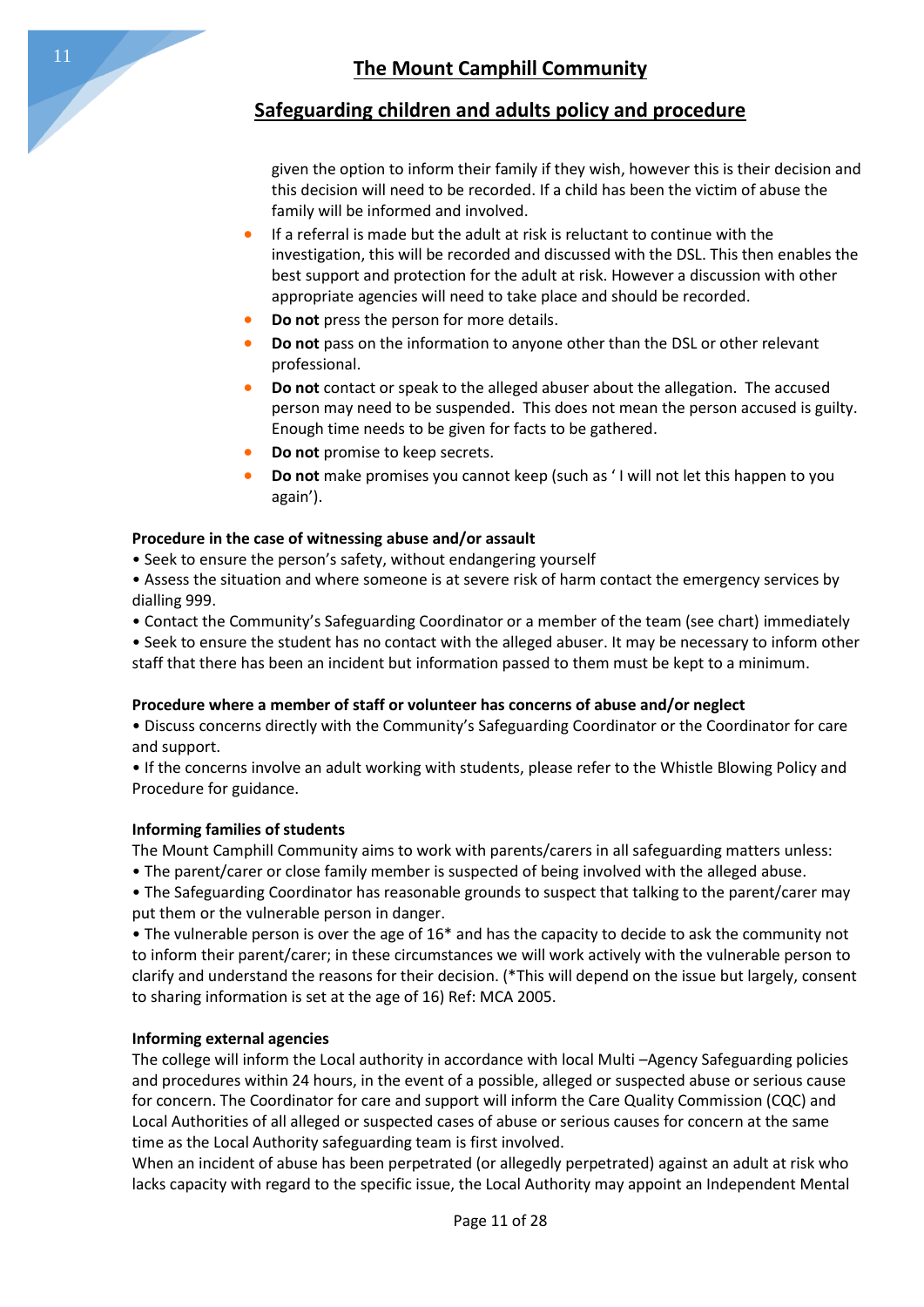given the option to inform their family if they wish, however this is their decision and this decision will need to be recorded. If a child has been the victim of abuse the family will be informed and involved.

- If a referral is made but the adult at risk is reluctant to continue with the investigation, this will be recorded and discussed with the DSL. This then enables the best support and protection for the adult at risk. However a discussion with other appropriate agencies will need to take place and should be recorded.
- **Do not** press the person for more details.
- **Do not** pass on the information to anyone other than the DSL or other relevant professional.
- **Do not** contact or speak to the alleged abuser about the allegation. The accused person may need to be suspended. This does not mean the person accused is guilty. Enough time needs to be given for facts to be gathered.
- **Do not** promise to keep secrets.
- **Do not** make promises you cannot keep (such as ' I will not let this happen to you again').

**Procedure in the case of witnessing abuse and/or assault**

- Seek to ensure the person's safety, without endangering yourself
- Assess the situation and where someone is at severe risk of harm contact the emergency services by dialling 999.
- Contact the Community's Safeguarding Coordinator or a member of the team (see chart) immediately
- Seek to ensure the student has no contact with the alleged abuser. It may be necessary to inform other staff that there has been an incident but information passed to them must be kept to a minimum.

**Procedure where a member of staff or volunteer has concerns of abuse and/or neglect**

- Discuss concerns directly with the Community's Safeguarding Coordinator or the Coordinator for care and support.
- If the concerns involve an adult working with students, please refer to the Whistle Blowing Policy and Procedure for guidance.

**Informing families of students**

The Mount Camphill Community aims to work with parents/carers in all safeguarding matters unless:

- The parent/carer or close family member is suspected of being involved with the alleged abuse.
- The Safeguarding Coordinator has reasonable grounds to suspect that talking to the parent/carer may put them or the vulnerable person in danger.
- The vulnerable person is over the age of 16* and has the capacity to decide to ask the community not to inform their parent/carer; in these circumstances we will work actively with the vulnerable person to clarify and understand the reasons for their decision. (*This will depend on the issue but largely, consent to sharing information is set at the age of 16) Ref: MCA 2005.

**Informing external agencies**

The college will inform the Local authority in accordance with local Multi –Agency Safeguarding policies and procedures within 24 hours, in the event of a possible, alleged or suspected abuse or serious cause for concern. The Coordinator for care and support will inform the Care Quality Commission (CQC) and Local Authorities of all alleged or suspected cases of abuse or serious causes for concern at the same time as the Local Authority safeguarding team is first involved.

When an incident of abuse has been perpetrated (or allegedly perpetrated) against an adult at risk who lacks capacity with regard to the specific issue, the Local Authority may appoint an Independent Mental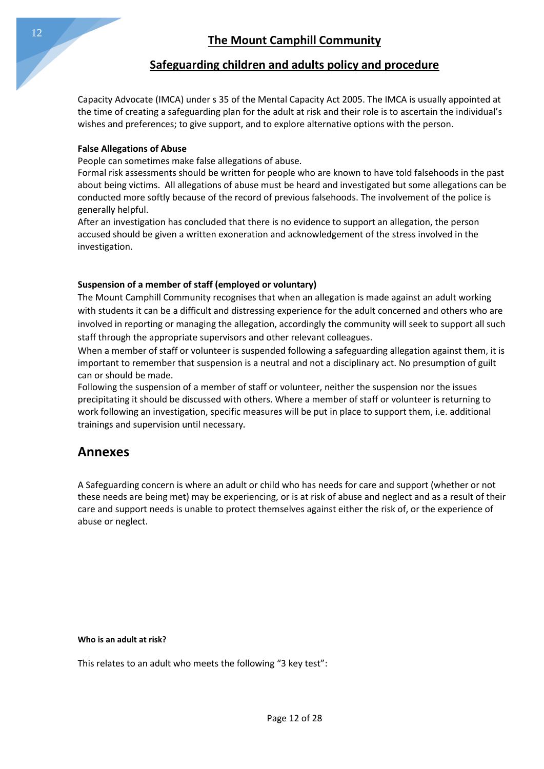Capacity Advocate (IMCA) under s 35 of the Mental Capacity Act 2005. The IMCA is usually appointed at the time of creating a safeguarding plan for the adult at risk and their role is to ascertain the individual's wishes and preferences; to give support, and to explore alternative options with the person.

**False Allegations of Abuse**

People can sometimes make false allegations of abuse.
Formal risk assessments should be written for people who are known to have told falsehoods in the past about being victims. All allegations of abuse must be heard and investigated but some allegations can be conducted more softly because of the record of previous falsehoods. The involvement of the police is generally helpful.
After an investigation has concluded that there is no evidence to support an allegation, the person accused should be given a written exoneration and acknowledgement of the stress involved in the investigation.

**Suspension of a member of staff (employed or voluntary)**

The Mount Camphill Community recognises that when an allegation is made against an adult working with students it can be a difficult and distressing experience for the adult concerned and others who are involved in reporting or managing the allegation, accordingly the community will seek to support all such staff through the appropriate supervisors and other relevant colleagues.
When a member of staff or volunteer is suspended following a safeguarding allegation against them, it is important to remember that suspension is a neutral and not a disciplinary act. No presumption of guilt can or should be made.
Following the suspension of a member of staff or volunteer, neither the suspension nor the issues precipitating it should be discussed with others. Where a member of staff or volunteer is returning to work following an investigation, specific measures will be put in place to support them, i.e. additional trainings and supervision until necessary.

## Annexes

A Safeguarding concern is where an adult or child who has needs for care and support (whether or not these needs are being met) may be experiencing, or is at risk of abuse and neglect and as a result of their care and support needs is unable to protect themselves against either the risk of, or the experience of abuse or neglect.

**Who is an adult at risk?**

This relates to an adult who meets the following "3 key test":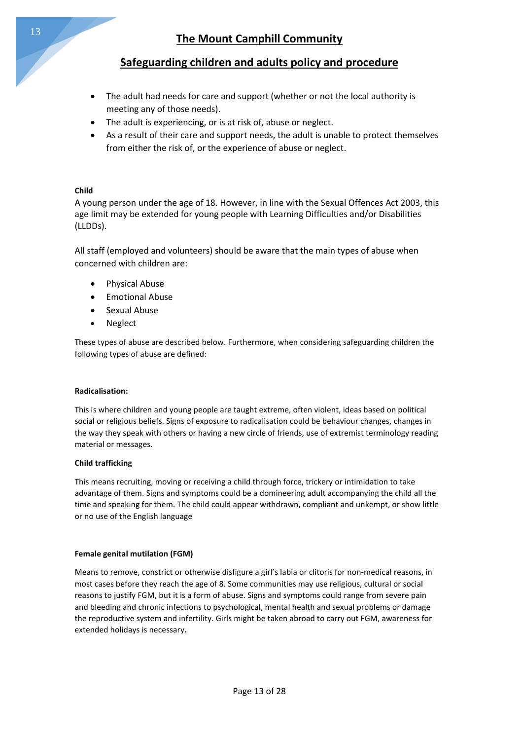- The adult had needs for care and support (whether or not the local authority is meeting any of those needs).
- The adult is experiencing, or is at risk of, abuse or neglect.
- As a result of their care and support needs, the adult is unable to protect themselves from either the risk of, or the experience of abuse or neglect.

**Child**

A young person under the age of 18. However, in line with the Sexual Offences Act 2003, this age limit may be extended for young people with Learning Difficulties and/or Disabilities (LLDDs).

All staff (employed and volunteers) should be aware that the main types of abuse when concerned with children are:

- Physical Abuse
- Emotional Abuse
- Sexual Abuse
- Neglect

These types of abuse are described below. Furthermore, when considering safeguarding children the following types of abuse are defined:

**Radicalisation:**

This is where children and young people are taught extreme, often violent, ideas based on political social or religious beliefs. Signs of exposure to radicalisation could be behaviour changes, changes in the way they speak with others or having a new circle of friends, use of extremist terminology reading material or messages.

**Child trafficking**

This means recruiting, moving or receiving a child through force, trickery or intimidation to take advantage of them. Signs and symptoms could be a domineering adult accompanying the child all the time and speaking for them. The child could appear withdrawn, compliant and unkempt, or show little or no use of the English language

**Female genital mutilation (FGM)**

Means to remove, constrict or otherwise disfigure a girl's labia or clitoris for non-medical reasons, in most cases before they reach the age of 8. Some communities may use religious, cultural or social reasons to justify FGM, but it is a form of abuse. Signs and symptoms could range from severe pain and bleeding and chronic infections to psychological, mental health and sexual problems or damage the reproductive system and infertility. Girls might be taken abroad to carry out FGM, awareness for extended holidays is necessary**.**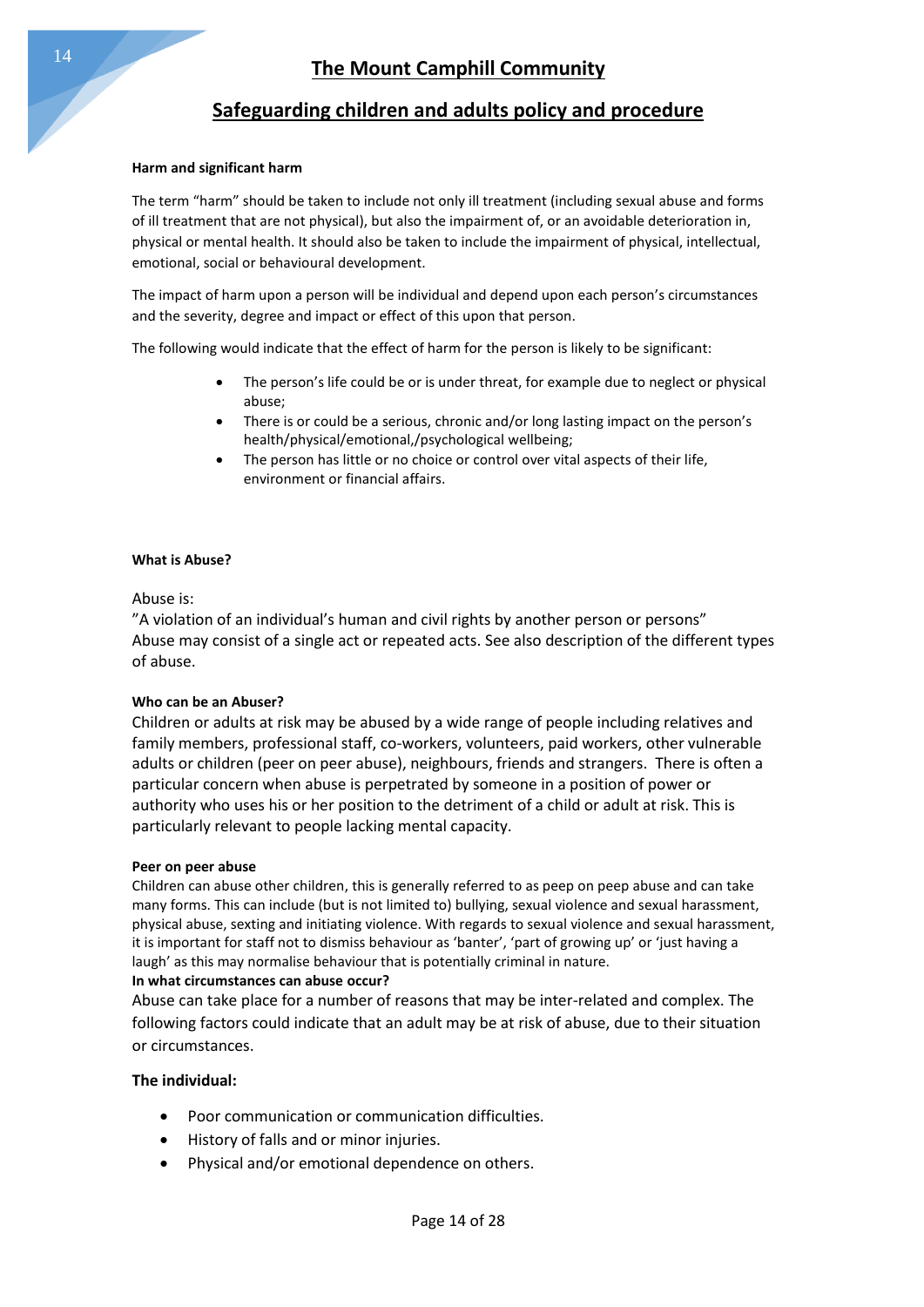## The Mount Camphill Community

## Safeguarding children and adults policy and procedure

**Harm and significant harm**

The term "harm" should be taken to include not only ill treatment (including sexual abuse and forms of ill treatment that are not physical), but also the impairment of, or an avoidable deterioration in, physical or mental health. It should also be taken to include the impairment of physical, intellectual, emotional, social or behavioural development.

The impact of harm upon a person will be individual and depend upon each person's circumstances and the severity, degree and impact or effect of this upon that person.

The following would indicate that the effect of harm for the person is likely to be significant:

- The person's life could be or is under threat, for example due to neglect or physical abuse;
- There is or could be a serious, chronic and/or long lasting impact on the person's health/physical/emotional,/psychological wellbeing;
- The person has little or no choice or control over vital aspects of their life, environment or financial affairs.

**What is Abuse?**

Abuse is:
"A violation of an individual's human and civil rights by another person or persons"
Abuse may consist of a single act or repeated acts. See also description of the different types of abuse.

**Who can be an Abuser?**

Children or adults at risk may be abused by a wide range of people including relatives and family members, professional staff, co-workers, volunteers, paid workers, other vulnerable adults or children (peer on peer abuse), neighbours, friends and strangers. There is often a particular concern when abuse is perpetrated by someone in a position of power or authority who uses his or her position to the detriment of a child or adult at risk. This is particularly relevant to people lacking mental capacity.

**Peer on peer abuse**

Children can abuse other children, this is generally referred to as peep on peep abuse and can take many forms. This can include (but is not limited to) bullying, sexual violence and sexual harassment, physical abuse, sexting and initiating violence. With regards to sexual violence and sexual harassment, it is important for staff not to dismiss behaviour as 'banter', 'part of growing up' or 'just having a laugh' as this may normalise behaviour that is potentially criminal in nature.

**In what circumstances can abuse occur?**

Abuse can take place for a number of reasons that may be inter-related and complex. The following factors could indicate that an adult may be at risk of abuse, due to their situation or circumstances.

**The individual:**

- Poor communication or communication difficulties.
- History of falls and or minor injuries.
- Physical and/or emotional dependence on others.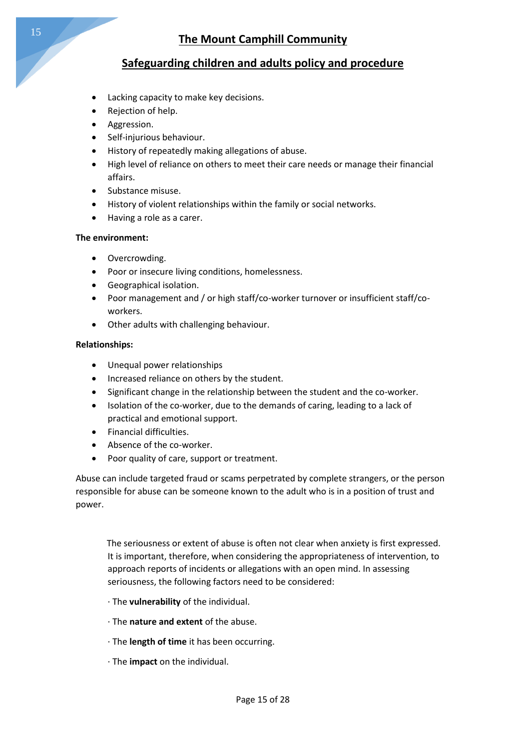- Lacking capacity to make key decisions.
- Rejection of help.
- Aggression.
- Self-injurious behaviour.
- History of repeatedly making allegations of abuse.
- High level of reliance on others to meet their care needs or manage their financial affairs.
- Substance misuse.
- History of violent relationships within the family or social networks.
- Having a role as a carer.

**The environment:**

- Overcrowding.
- Poor or insecure living conditions, homelessness.
- Geographical isolation.
- Poor management and / or high staff/co-worker turnover or insufficient staff/co-workers.
- Other adults with challenging behaviour.

**Relationships:**

- Unequal power relationships
- Increased reliance on others by the student.
- Significant change in the relationship between the student and the co-worker.
- Isolation of the co-worker, due to the demands of caring, leading to a lack of practical and emotional support.
- Financial difficulties.
- Absence of the co-worker.
- Poor quality of care, support or treatment.

Abuse can include targeted fraud or scams perpetrated by complete strangers, or the person responsible for abuse can be someone known to the adult who is in a position of trust and power.

The seriousness or extent of abuse is often not clear when anxiety is first expressed. It is important, therefore, when considering the appropriateness of intervention, to approach reports of incidents or allegations with an open mind. In assessing seriousness, the following factors need to be considered:

· The **vulnerability** of the individual.

· The **nature and extent** of the abuse.

· The **length of time** it has been occurring.

· The **impact** on the individual.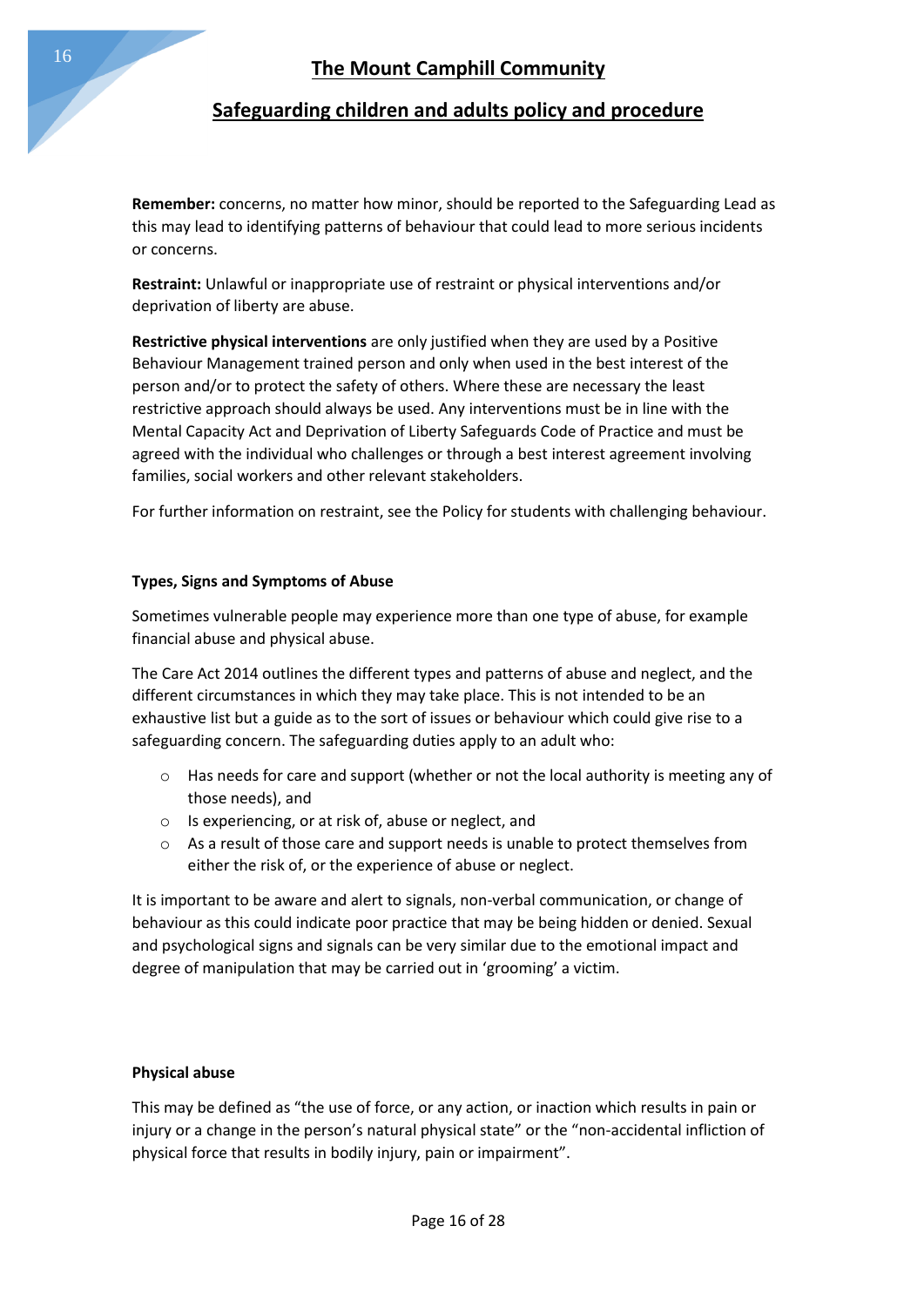**Remember:** concerns, no matter how minor, should be reported to the Safeguarding Lead as this may lead to identifying patterns of behaviour that could lead to more serious incidents or concerns.

**Restraint:** Unlawful or inappropriate use of restraint or physical interventions and/or deprivation of liberty are abuse.

**Restrictive physical interventions** are only justified when they are used by a Positive Behaviour Management trained person and only when used in the best interest of the person and/or to protect the safety of others. Where these are necessary the least restrictive approach should always be used. Any interventions must be in line with the Mental Capacity Act and Deprivation of Liberty Safeguards Code of Practice and must be agreed with the individual who challenges or through a best interest agreement involving families, social workers and other relevant stakeholders.

For further information on restraint, see the Policy for students with challenging behaviour.

**Types, Signs and Symptoms of Abuse**

Sometimes vulnerable people may experience more than one type of abuse, for example financial abuse and physical abuse.

The Care Act 2014 outlines the different types and patterns of abuse and neglect, and the different circumstances in which they may take place. This is not intended to be an exhaustive list but a guide as to the sort of issues or behaviour which could give rise to a safeguarding concern. The safeguarding duties apply to an adult who:

- Has needs for care and support (whether or not the local authority is meeting any of those needs), and
- Is experiencing, or at risk of, abuse or neglect, and
- As a result of those care and support needs is unable to protect themselves from either the risk of, or the experience of abuse or neglect.

It is important to be aware and alert to signals, non-verbal communication, or change of behaviour as this could indicate poor practice that may be being hidden or denied. Sexual and psychological signs and signals can be very similar due to the emotional impact and degree of manipulation that may be carried out in 'grooming' a victim.

**Physical abuse**

This may be defined as "the use of force, or any action, or inaction which results in pain or injury or a change in the person's natural physical state" or the "non-accidental infliction of physical force that results in bodily injury, pain or impairment".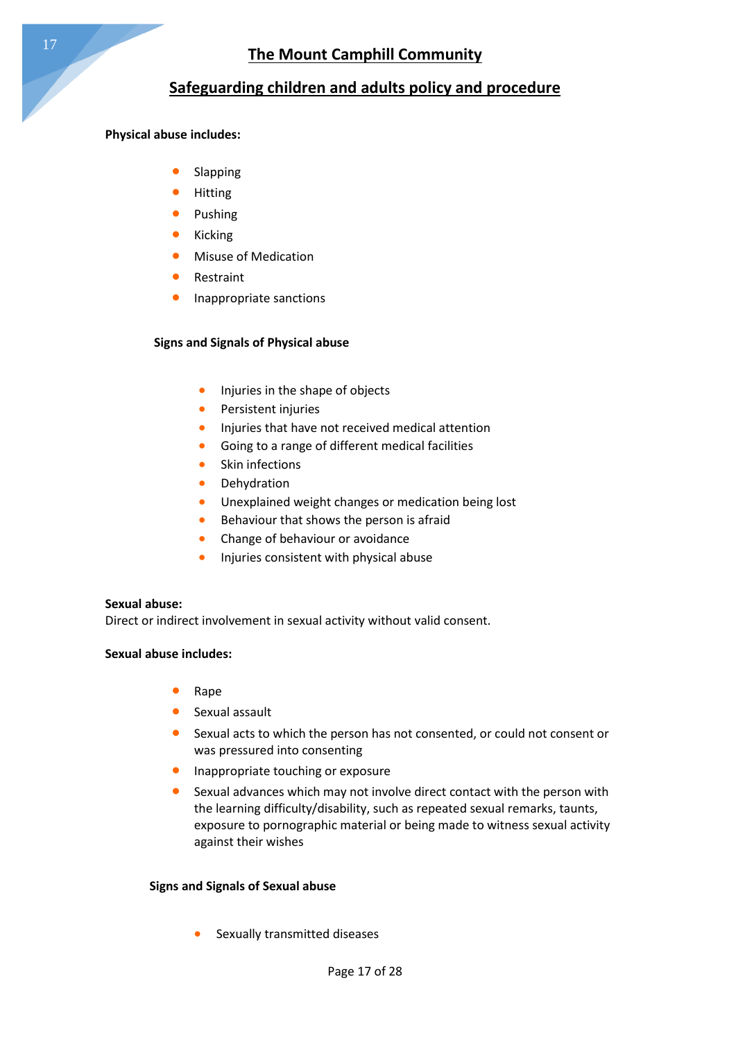**Physical abuse includes:**

- Slapping
- Hitting
- Pushing
- Kicking
- Misuse of Medication
- Restraint
- Inappropriate sanctions

**Signs and Signals of Physical abuse**

- Injuries in the shape of objects
- Persistent injuries
- Injuries that have not received medical attention
- Going to a range of different medical facilities
- Skin infections
- Dehydration
- Unexplained weight changes or medication being lost
- Behaviour that shows the person is afraid
- Change of behaviour or avoidance
- Injuries consistent with physical abuse

**Sexual abuse:**
Direct or indirect involvement in sexual activity without valid consent.

**Sexual abuse includes:**

- Rape
- Sexual assault
- Sexual acts to which the person has not consented, or could not consent or was pressured into consenting
- Inappropriate touching or exposure
- Sexual advances which may not involve direct contact with the person with the learning difficulty/disability, such as repeated sexual remarks, taunts, exposure to pornographic material or being made to witness sexual activity against their wishes

**Signs and Signals of Sexual abuse**

- Sexually transmitted diseases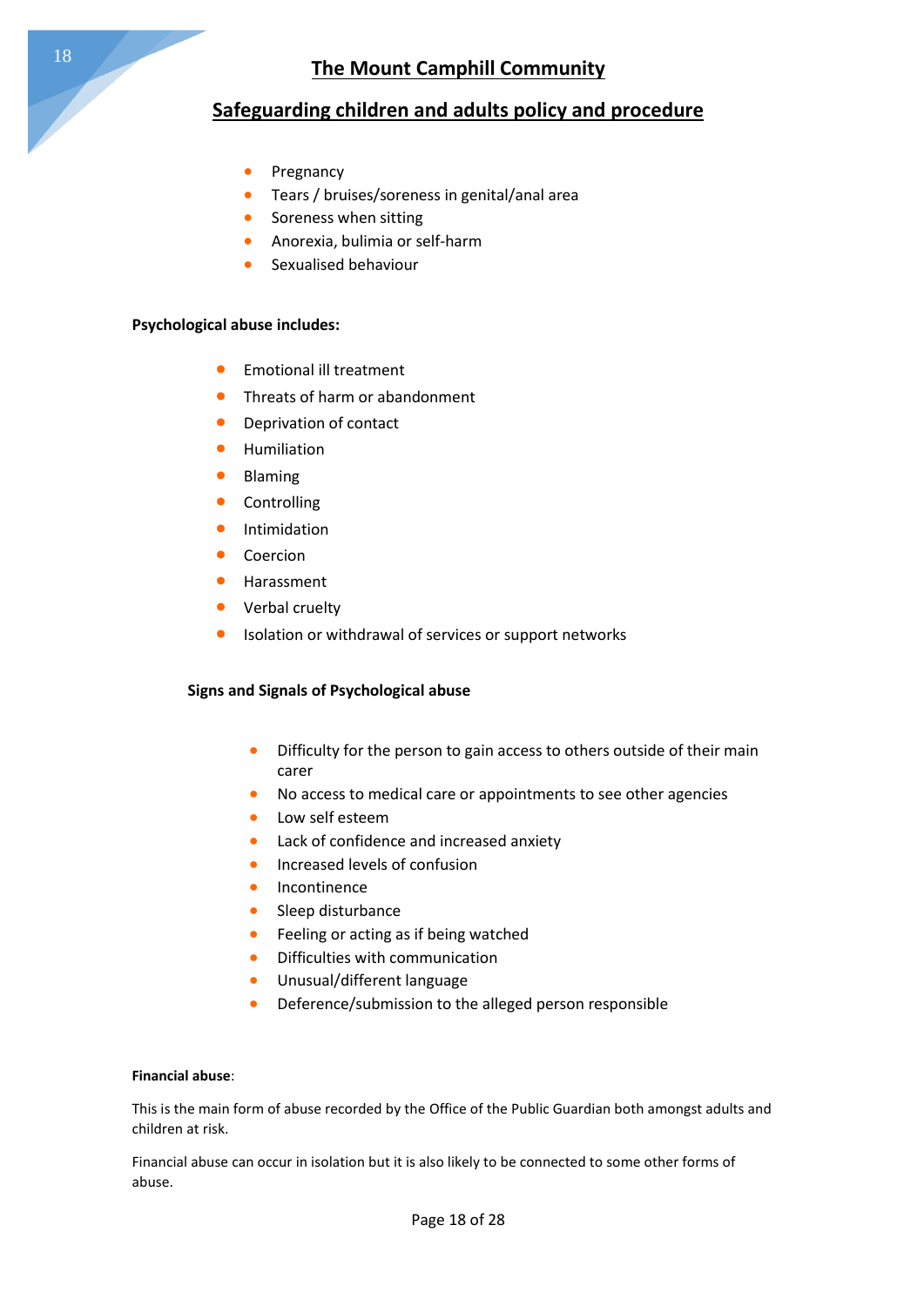- Pregnancy
- Tears / bruises/soreness in genital/anal area
- Soreness when sitting
- Anorexia, bulimia or self-harm
- Sexualised behaviour

**Psychological abuse includes:**

- Emotional ill treatment
- Threats of harm or abandonment
- Deprivation of contact
- Humiliation
- Blaming
- Controlling
- Intimidation
- Coercion
- Harassment
- Verbal cruelty
- Isolation or withdrawal of services or support networks

**Signs and Signals of Psychological abuse**

- Difficulty for the person to gain access to others outside of their main carer
- No access to medical care or appointments to see other agencies
- Low self esteem
- Lack of confidence and increased anxiety
- Increased levels of confusion
- Incontinence
- Sleep disturbance
- Feeling or acting as if being watched
- Difficulties with communication
- Unusual/different language
- Deference/submission to the alleged person responsible

**Financial abuse**:

This is the main form of abuse recorded by the Office of the Public Guardian both amongst adults and children at risk.

Financial abuse can occur in isolation but it is also likely to be connected to some other forms of abuse.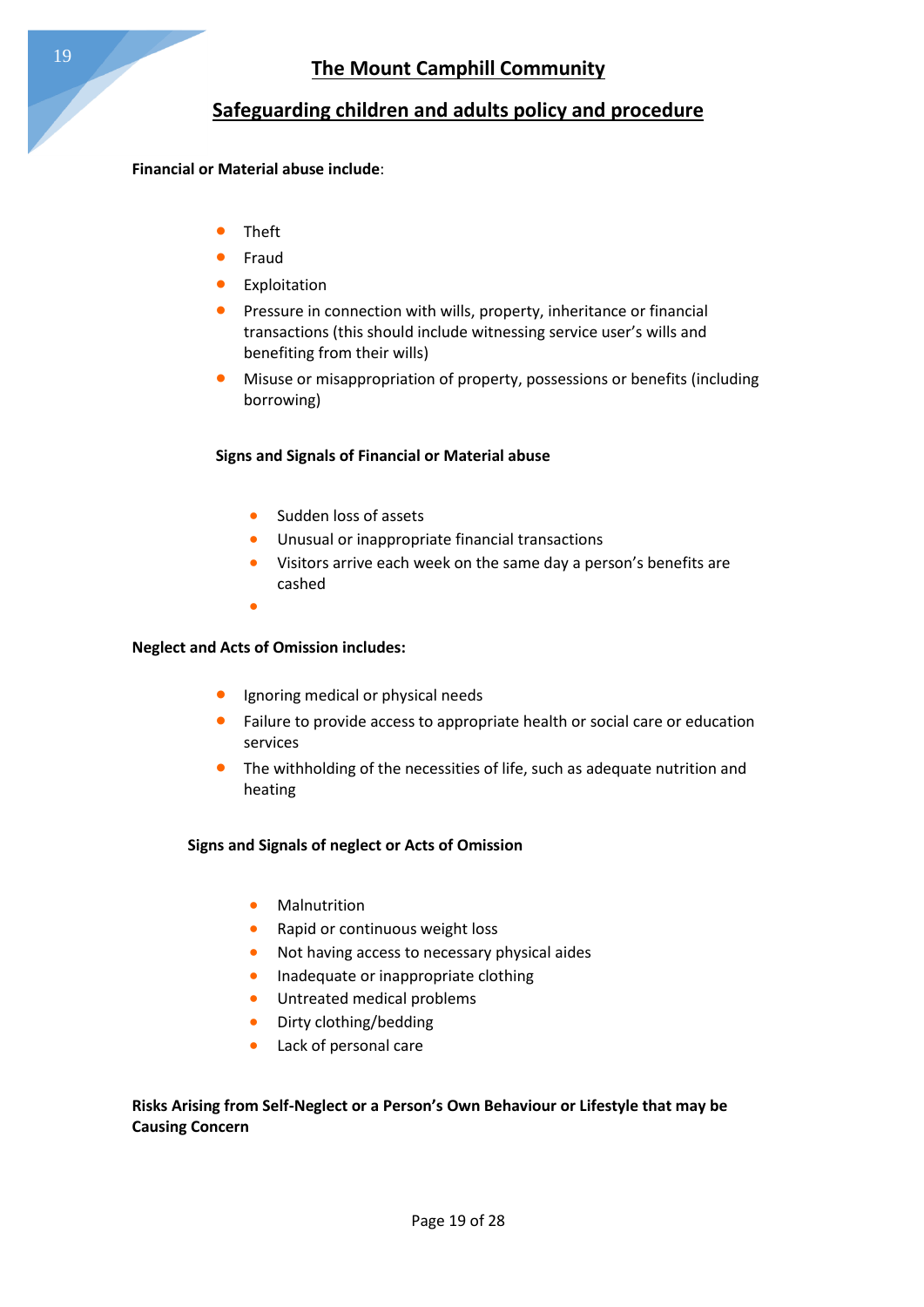**Financial or Material abuse include**:

- Theft
- Fraud
- Exploitation
- Pressure in connection with wills, property, inheritance or financial transactions (this should include witnessing service user's wills and benefiting from their wills)
- Misuse or misappropriation of property, possessions or benefits (including borrowing)

**Signs and Signals of Financial or Material abuse**

- Sudden loss of assets
- Unusual or inappropriate financial transactions
- Visitors arrive each week on the same day a person's benefits are cashed

**Neglect and Acts of Omission includes:**

- Ignoring medical or physical needs
- Failure to provide access to appropriate health or social care or education services
- The withholding of the necessities of life, such as adequate nutrition and heating

**Signs and Signals of neglect or Acts of Omission**

- Malnutrition
- Rapid or continuous weight loss
- Not having access to necessary physical aides
- Inadequate or inappropriate clothing
- Untreated medical problems
- Dirty clothing/bedding
- Lack of personal care

**Risks Arising from Self-Neglect or a Person's Own Behaviour or Lifestyle that may be Causing Concern**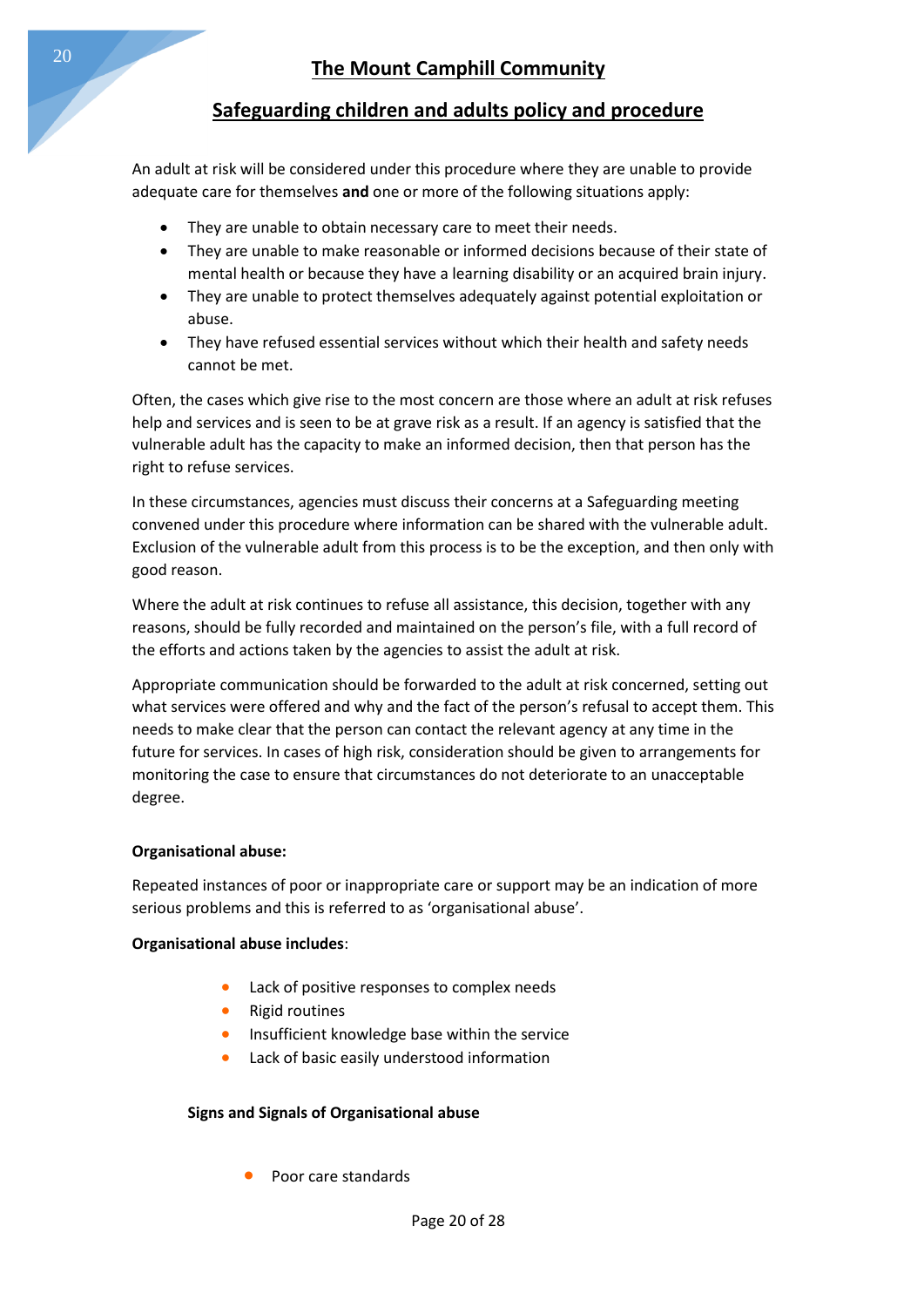An adult at risk will be considered under this procedure where they are unable to provide adequate care for themselves **and** one or more of the following situations apply:

- They are unable to obtain necessary care to meet their needs.
- They are unable to make reasonable or informed decisions because of their state of mental health or because they have a learning disability or an acquired brain injury.
- They are unable to protect themselves adequately against potential exploitation or abuse.
- They have refused essential services without which their health and safety needs cannot be met.

Often, the cases which give rise to the most concern are those where an adult at risk refuses help and services and is seen to be at grave risk as a result. If an agency is satisfied that the vulnerable adult has the capacity to make an informed decision, then that person has the right to refuse services.

In these circumstances, agencies must discuss their concerns at a Safeguarding meeting convened under this procedure where information can be shared with the vulnerable adult. Exclusion of the vulnerable adult from this process is to be the exception, and then only with good reason.

Where the adult at risk continues to refuse all assistance, this decision, together with any reasons, should be fully recorded and maintained on the person's file, with a full record of the efforts and actions taken by the agencies to assist the adult at risk.

Appropriate communication should be forwarded to the adult at risk concerned, setting out what services were offered and why and the fact of the person's refusal to accept them. This needs to make clear that the person can contact the relevant agency at any time in the future for services. In cases of high risk, consideration should be given to arrangements for monitoring the case to ensure that circumstances do not deteriorate to an unacceptable degree.

**Organisational abuse:**

Repeated instances of poor or inappropriate care or support may be an indication of more serious problems and this is referred to as 'organisational abuse'.

**Organisational abuse includes**:

- Lack of positive responses to complex needs
- Rigid routines
- Insufficient knowledge base within the service
- Lack of basic easily understood information

**Signs and Signals of Organisational abuse**

- Poor care standards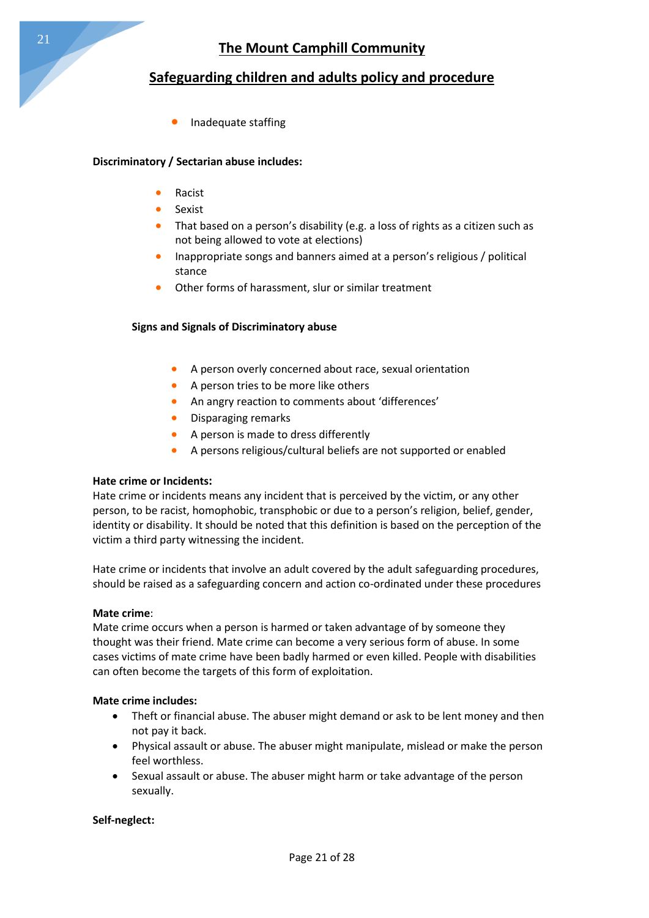- Inadequate staffing

**Discriminatory / Sectarian abuse includes:**

- Racist
- Sexist
- That based on a person's disability (e.g. a loss of rights as a citizen such as not being allowed to vote at elections)
- Inappropriate songs and banners aimed at a person's religious / political stance
- Other forms of harassment, slur or similar treatment

**Signs and Signals of Discriminatory abuse**

- A person overly concerned about race, sexual orientation
- A person tries to be more like others
- An angry reaction to comments about 'differences'
- Disparaging remarks
- A person is made to dress differently
- A persons religious/cultural beliefs are not supported or enabled

**Hate crime or Incidents:**
Hate crime or incidents means any incident that is perceived by the victim, or any other person, to be racist, homophobic, transphobic or due to a person's religion, belief, gender, identity or disability. It should be noted that this definition is based on the perception of the victim a third party witnessing the incident.

Hate crime or incidents that involve an adult covered by the adult safeguarding procedures, should be raised as a safeguarding concern and action co-ordinated under these procedures

**Mate crime**:
Mate crime occurs when a person is harmed or taken advantage of by someone they thought was their friend. Mate crime can become a very serious form of abuse. In some cases victims of mate crime have been badly harmed or even killed. People with disabilities can often become the targets of this form of exploitation.

**Mate crime includes:**

- Theft or financial abuse. The abuser might demand or ask to be lent money and then not pay it back.
- Physical assault or abuse. The abuser might manipulate, mislead or make the person feel worthless.
- Sexual assault or abuse. The abuser might harm or take advantage of the person sexually.

**Self-neglect:**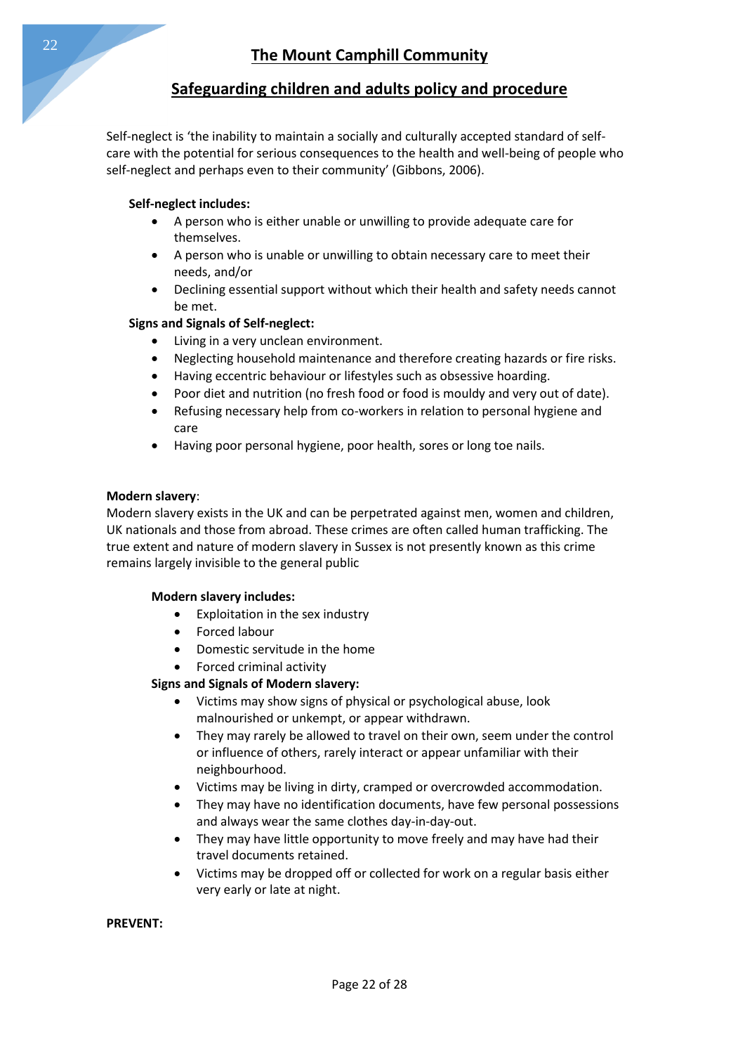Self-neglect is 'the inability to maintain a socially and culturally accepted standard of self-care with the potential for serious consequences to the health and well-being of people who self-neglect and perhaps even to their community' (Gibbons, 2006).

**Self-neglect includes:**

- A person who is either unable or unwilling to provide adequate care for themselves.
- A person who is unable or unwilling to obtain necessary care to meet their needs, and/or
- Declining essential support without which their health and safety needs cannot be met.

**Signs and Signals of Self-neglect:**

- Living in a very unclean environment.
- Neglecting household maintenance and therefore creating hazards or fire risks.
- Having eccentric behaviour or lifestyles such as obsessive hoarding.
- Poor diet and nutrition (no fresh food or food is mouldy and very out of date).
- Refusing necessary help from co-workers in relation to personal hygiene and care
- Having poor personal hygiene, poor health, sores or long toe nails.

**Modern slavery**:

Modern slavery exists in the UK and can be perpetrated against men, women and children, UK nationals and those from abroad. These crimes are often called human trafficking. The true extent and nature of modern slavery in Sussex is not presently known as this crime remains largely invisible to the general public

**Modern slavery includes:**

- Exploitation in the sex industry
- Forced labour
- Domestic servitude in the home
- Forced criminal activity

**Signs and Signals of Modern slavery:**

- Victims may show signs of physical or psychological abuse, look malnourished or unkempt, or appear withdrawn.
- They may rarely be allowed to travel on their own, seem under the control or influence of others, rarely interact or appear unfamiliar with their neighbourhood.
- Victims may be living in dirty, cramped or overcrowded accommodation.
- They may have no identification documents, have few personal possessions and always wear the same clothes day-in-day-out.
- They may have little opportunity to move freely and may have had their travel documents retained.
- Victims may be dropped off or collected for work on a regular basis either very early or late at night.

**PREVENT:**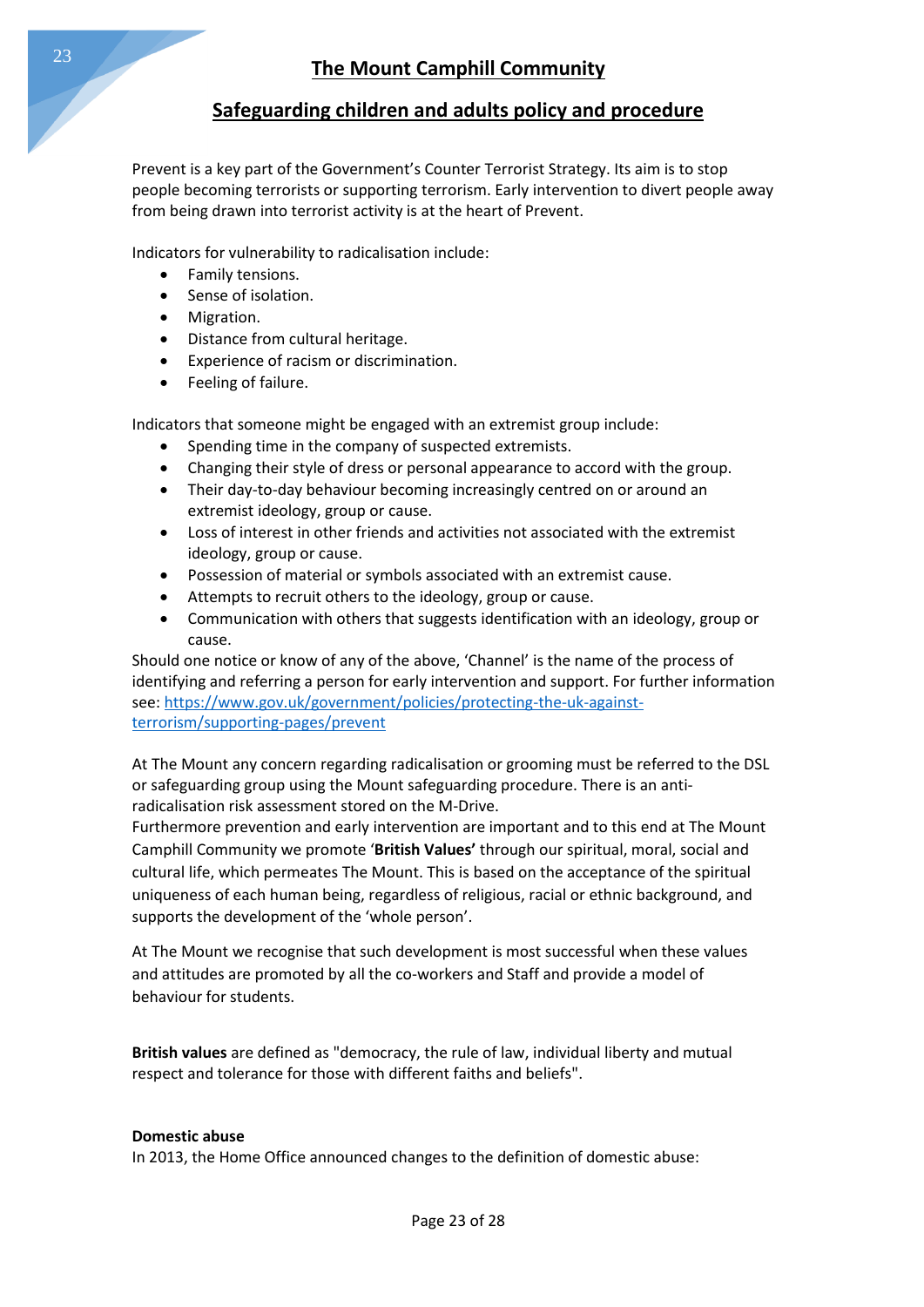Prevent is a key part of the Government's Counter Terrorist Strategy. Its aim is to stop people becoming terrorists or supporting terrorism. Early intervention to divert people away from being drawn into terrorist activity is at the heart of Prevent.

Indicators for vulnerability to radicalisation include:

- Family tensions.
- Sense of isolation.
- Migration.
- Distance from cultural heritage.
- Experience of racism or discrimination.
- Feeling of failure.

Indicators that someone might be engaged with an extremist group include:

- Spending time in the company of suspected extremists.
- Changing their style of dress or personal appearance to accord with the group.
- Their day-to-day behaviour becoming increasingly centred on or around an extremist ideology, group or cause.
- Loss of interest in other friends and activities not associated with the extremist ideology, group or cause.
- Possession of material or symbols associated with an extremist cause.
- Attempts to recruit others to the ideology, group or cause.
- Communication with others that suggests identification with an ideology, group or cause.

Should one notice or know of any of the above, 'Channel' is the name of the process of identifying and referring a person for early intervention and support. For further information see: [https://www.gov.uk/government/policies/protecting-the-uk-against-terrorism/supporting-pages/prevent](https://www.gov.uk/government/policies/protecting-the-uk-against-terrorism/supporting-pages/prevent)

At The Mount any concern regarding radicalisation or grooming must be referred to the DSL or safeguarding group using the Mount safeguarding procedure. There is an anti-radicalisation risk assessment stored on the M-Drive.
Furthermore prevention and early intervention are important and to this end at The Mount Camphill Community we promote '**British Values'** through our spiritual, moral, social and cultural life, which permeates The Mount. This is based on the acceptance of the spiritual uniqueness of each human being, regardless of religious, racial or ethnic background, and supports the development of the 'whole person'.

At The Mount we recognise that such development is most successful when these values and attitudes are promoted by all the co-workers and Staff and provide a model of behaviour for students.

**British values** are defined as "democracy, the rule of law, individual liberty and mutual respect and tolerance for those with different faiths and beliefs".

**Domestic abuse**

In 2013, the Home Office announced changes to the definition of domestic abuse: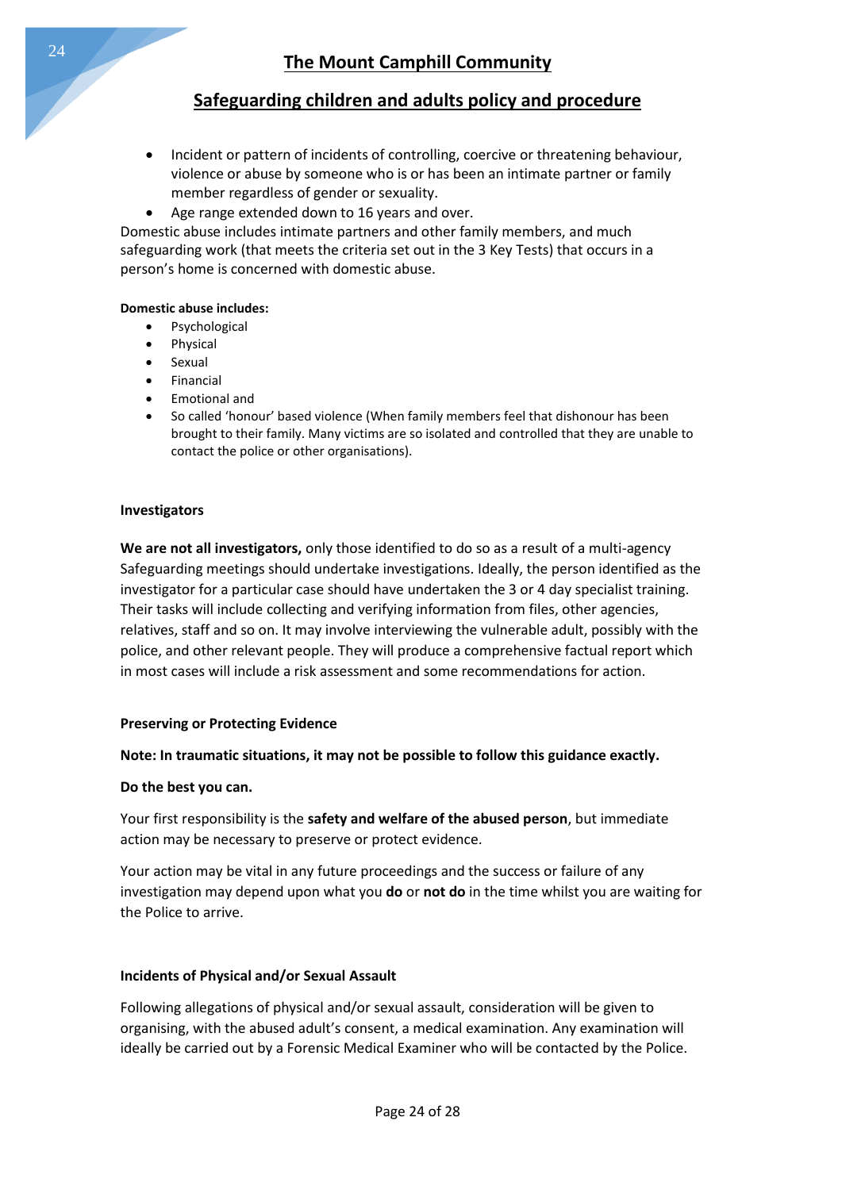- Incident or pattern of incidents of controlling, coercive or threatening behaviour, violence or abuse by someone who is or has been an intimate partner or family member regardless of gender or sexuality.
- Age range extended down to 16 years and over.

Domestic abuse includes intimate partners and other family members, and much safeguarding work (that meets the criteria set out in the 3 Key Tests) that occurs in a person's home is concerned with domestic abuse.

**Domestic abuse includes:**

- Psychological
- Physical
- Sexual
- Financial
- Emotional and
- So called 'honour' based violence (When family members feel that dishonour has been brought to their family. Many victims are so isolated and controlled that they are unable to contact the police or other organisations).

**Investigators**

**We are not all investigators,** only those identified to do so as a result of a multi-agency Safeguarding meetings should undertake investigations. Ideally, the person identified as the investigator for a particular case should have undertaken the 3 or 4 day specialist training. Their tasks will include collecting and verifying information from files, other agencies, relatives, staff and so on. It may involve interviewing the vulnerable adult, possibly with the police, and other relevant people. They will produce a comprehensive factual report which in most cases will include a risk assessment and some recommendations for action.

**Preserving or Protecting Evidence**

**Note: In traumatic situations, it may not be possible to follow this guidance exactly.**

**Do the best you can.**

Your first responsibility is the **safety and welfare of the abused person**, but immediate action may be necessary to preserve or protect evidence.

Your action may be vital in any future proceedings and the success or failure of any investigation may depend upon what you **do** or **not do** in the time whilst you are waiting for the Police to arrive.

**Incidents of Physical and/or Sexual Assault**

Following allegations of physical and/or sexual assault, consideration will be given to organising, with the abused adult's consent, a medical examination. Any examination will ideally be carried out by a Forensic Medical Examiner who will be contacted by the Police.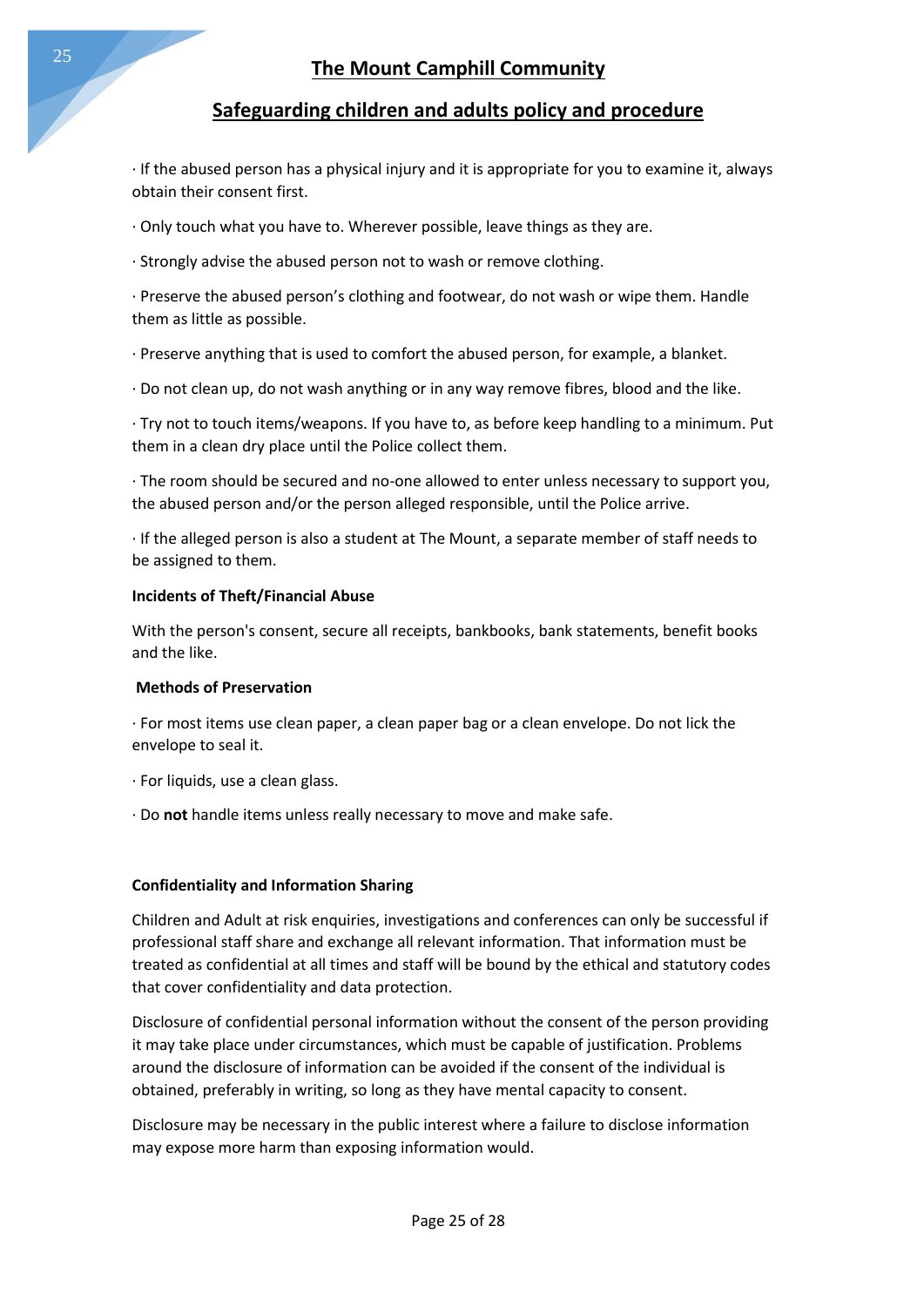· If the abused person has a physical injury and it is appropriate for you to examine it, always obtain their consent first.

· Only touch what you have to. Wherever possible, leave things as they are.

· Strongly advise the abused person not to wash or remove clothing.

· Preserve the abused person's clothing and footwear, do not wash or wipe them. Handle them as little as possible.

· Preserve anything that is used to comfort the abused person, for example, a blanket.

· Do not clean up, do not wash anything or in any way remove fibres, blood and the like.

· Try not to touch items/weapons. If you have to, as before keep handling to a minimum. Put them in a clean dry place until the Police collect them.

· The room should be secured and no-one allowed to enter unless necessary to support you, the abused person and/or the person alleged responsible, until the Police arrive.

· If the alleged person is also a student at The Mount, a separate member of staff needs to be assigned to them.

**Incidents of Theft/Financial Abuse**

With the person's consent, secure all receipts, bankbooks, bank statements, benefit books and the like.

**Methods of Preservation**

· For most items use clean paper, a clean paper bag or a clean envelope. Do not lick the envelope to seal it.

· For liquids, use a clean glass.

· Do **not** handle items unless really necessary to move and make safe.

**Confidentiality and Information Sharing**

Children and Adult at risk enquiries, investigations and conferences can only be successful if professional staff share and exchange all relevant information. That information must be treated as confidential at all times and staff will be bound by the ethical and statutory codes that cover confidentiality and data protection.

Disclosure of confidential personal information without the consent of the person providing it may take place under circumstances, which must be capable of justification. Problems around the disclosure of information can be avoided if the consent of the individual is obtained, preferably in writing, so long as they have mental capacity to consent.

Disclosure may be necessary in the public interest where a failure to disclose information may expose more harm than exposing information would.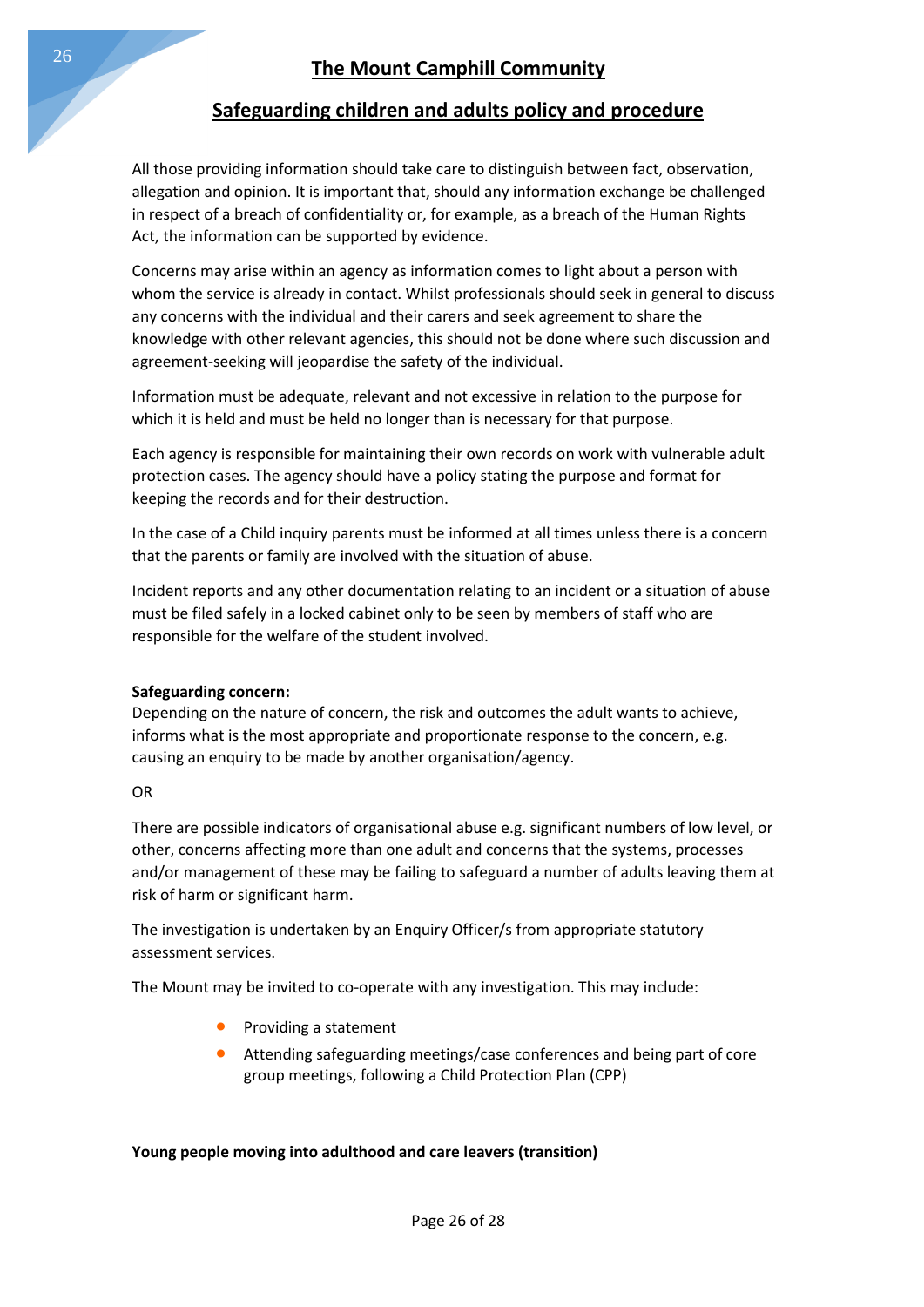All those providing information should take care to distinguish between fact, observation, allegation and opinion. It is important that, should any information exchange be challenged in respect of a breach of confidentiality or, for example, as a breach of the Human Rights Act, the information can be supported by evidence.

Concerns may arise within an agency as information comes to light about a person with whom the service is already in contact. Whilst professionals should seek in general to discuss any concerns with the individual and their carers and seek agreement to share the knowledge with other relevant agencies, this should not be done where such discussion and agreement-seeking will jeopardise the safety of the individual.

Information must be adequate, relevant and not excessive in relation to the purpose for which it is held and must be held no longer than is necessary for that purpose.

Each agency is responsible for maintaining their own records on work with vulnerable adult protection cases. The agency should have a policy stating the purpose and format for keeping the records and for their destruction.

In the case of a Child inquiry parents must be informed at all times unless there is a concern that the parents or family are involved with the situation of abuse.

Incident reports and any other documentation relating to an incident or a situation of abuse must be filed safely in a locked cabinet only to be seen by members of staff who are responsible for the welfare of the student involved.

**Safeguarding concern:**
Depending on the nature of concern, the risk and outcomes the adult wants to achieve, informs what is the most appropriate and proportionate response to the concern, e.g. causing an enquiry to be made by another organisation/agency.

OR

There are possible indicators of organisational abuse e.g. significant numbers of low level, or other, concerns affecting more than one adult and concerns that the systems, processes and/or management of these may be failing to safeguard a number of adults leaving them at risk of harm or significant harm.

The investigation is undertaken by an Enquiry Officer/s from appropriate statutory assessment services.

The Mount may be invited to co-operate with any investigation. This may include:

- Providing a statement
- Attending safeguarding meetings/case conferences and being part of core group meetings, following a Child Protection Plan (CPP)

**Young people moving into adulthood and care leavers (transition)**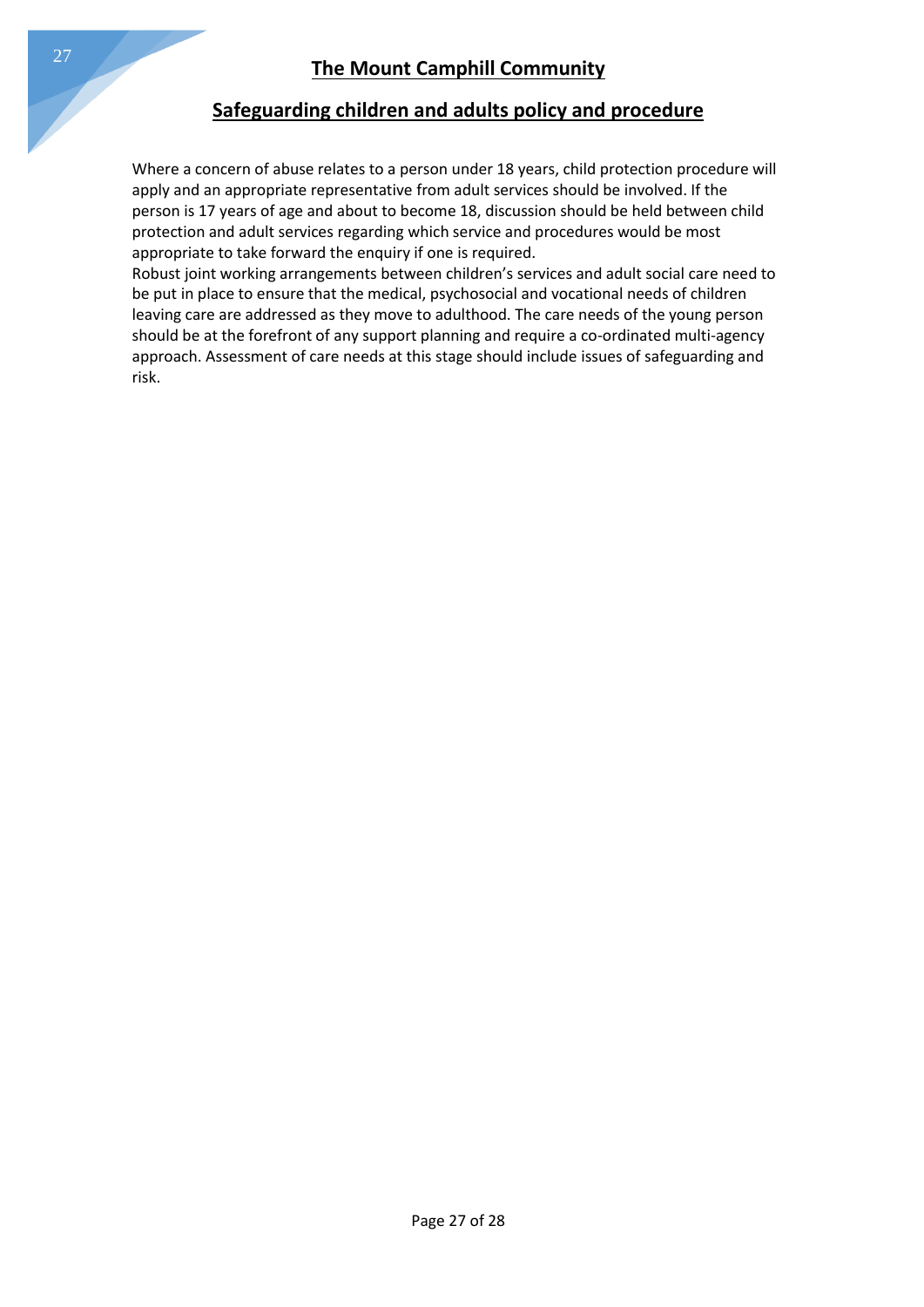Where a concern of abuse relates to a person under 18 years, child protection procedure will apply and an appropriate representative from adult services should be involved. If the person is 17 years of age and about to become 18, discussion should be held between child protection and adult services regarding which service and procedures would be most appropriate to take forward the enquiry if one is required.

Robust joint working arrangements between children's services and adult social care need to be put in place to ensure that the medical, psychosocial and vocational needs of children leaving care are addressed as they move to adulthood. The care needs of the young person should be at the forefront of any support planning and require a co-ordinated multi-agency approach. Assessment of care needs at this stage should include issues of safeguarding and risk.